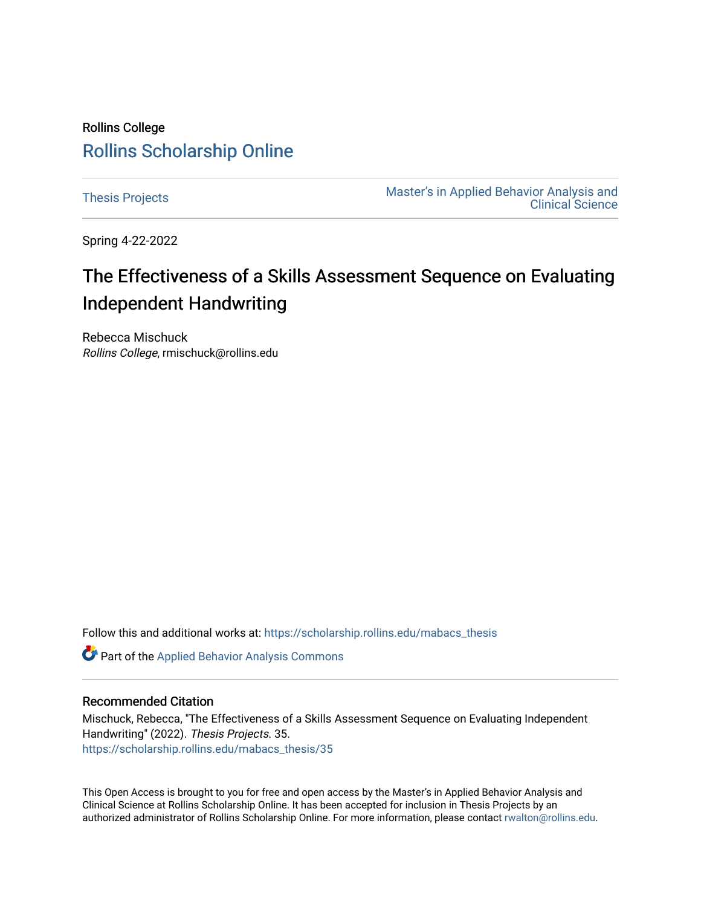Rollins College

# Rollins Scholarship Online

Thesis Projects

Master's in Applied Behavior Analysis and Clinical Science

Spring 4-22-2022

# The Effectiveness of a Skills Assessment Sequence on Evaluating Independent Handwriting

Rebecca Mischuck
*Rollins College*, rmischuck@rollins.edu

Follow this and additional works at: https://scholarship.rollins.edu/mabacs_thesis

Part of the Applied Behavior Analysis Commons

## Recommended Citation

Mischuck, Rebecca, "The Effectiveness of a Skills Assessment Sequence on Evaluating Independent Handwriting" (2022). *Thesis Projects*. 35.
https://scholarship.rollins.edu/mabacs_thesis/35

This Open Access is brought to you for free and open access by the Master's in Applied Behavior Analysis and Clinical Science at Rollins Scholarship Online. It has been accepted for inclusion in Thesis Projects by an authorized administrator of Rollins Scholarship Online. For more information, please contact rwalton@rollins.edu.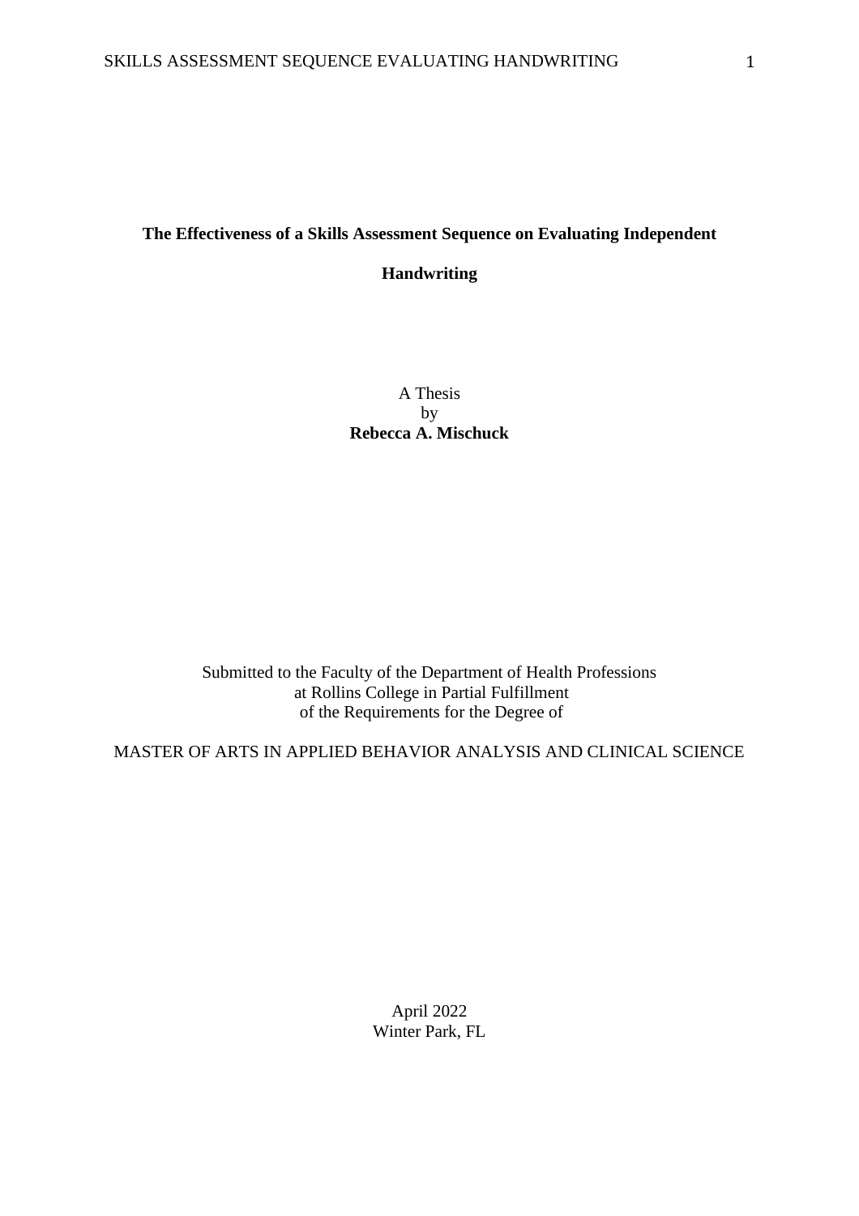# The Effectiveness of a Skills Assessment Sequence on Evaluating Independent Handwriting

A Thesis
by
**Rebecca A. Mischuck**

Submitted to the Faculty of the Department of Health Professions
at Rollins College in Partial Fulfillment
of the Requirements for the Degree of

MASTER OF ARTS IN APPLIED BEHAVIOR ANALYSIS AND CLINICAL SCIENCE

April 2022
Winter Park, FL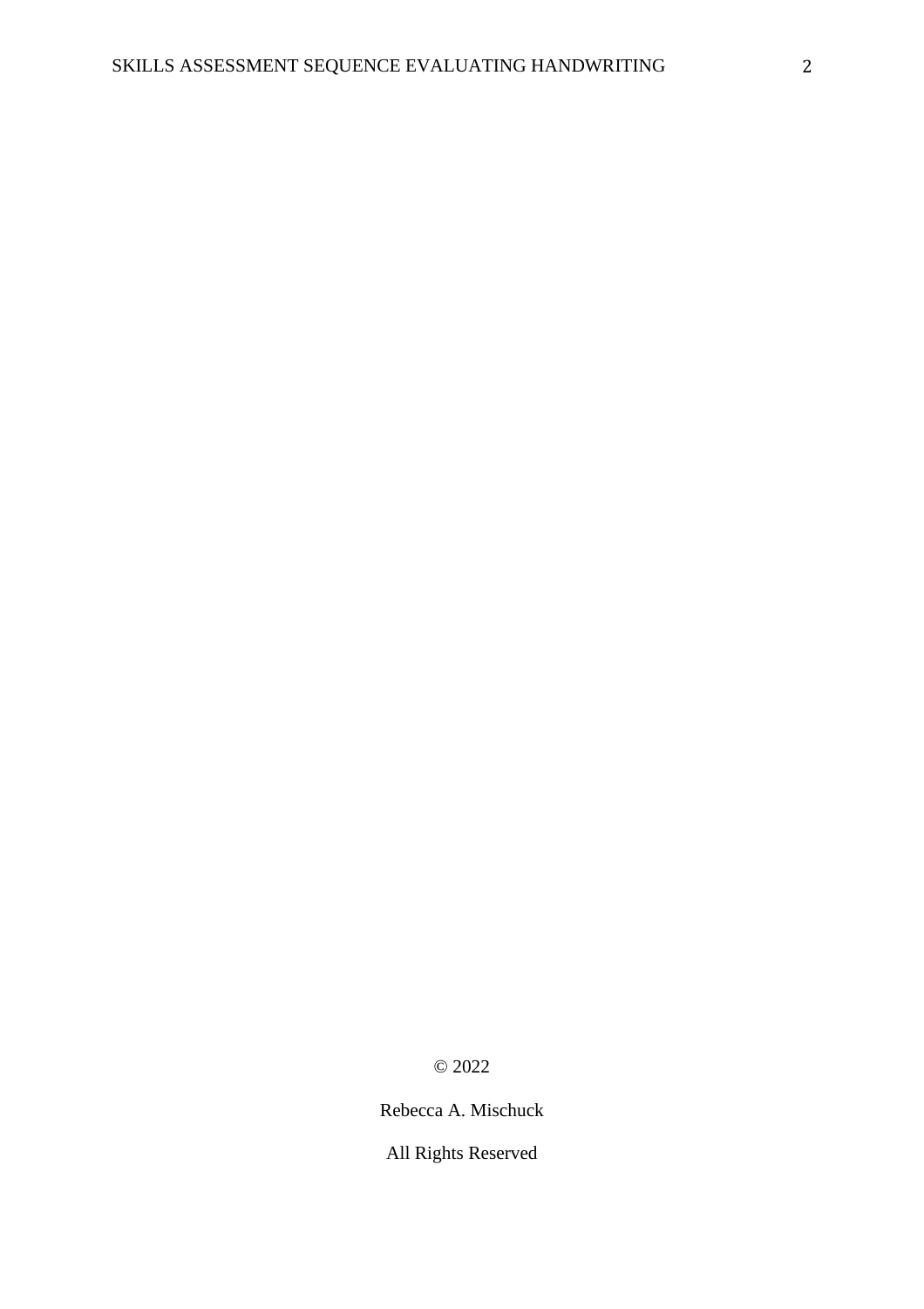© 2022

Rebecca A. Mischuck

All Rights Reserved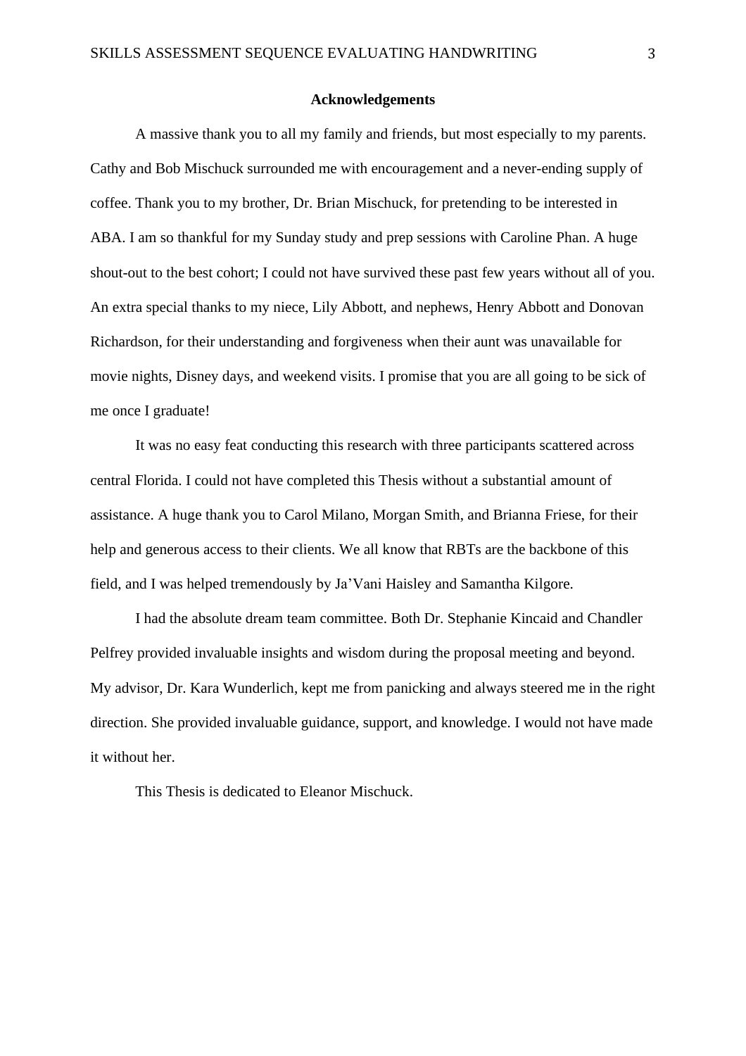# Acknowledgements

A massive thank you to all my family and friends, but most especially to my parents. Cathy and Bob Mischuck surrounded me with encouragement and a never-ending supply of coffee. Thank you to my brother, Dr. Brian Mischuck, for pretending to be interested in ABA. I am so thankful for my Sunday study and prep sessions with Caroline Phan. A huge shout-out to the best cohort; I could not have survived these past few years without all of you. An extra special thanks to my niece, Lily Abbott, and nephews, Henry Abbott and Donovan Richardson, for their understanding and forgiveness when their aunt was unavailable for movie nights, Disney days, and weekend visits. I promise that you are all going to be sick of me once I graduate!

It was no easy feat conducting this research with three participants scattered across central Florida. I could not have completed this Thesis without a substantial amount of assistance. A huge thank you to Carol Milano, Morgan Smith, and Brianna Friese, for their help and generous access to their clients. We all know that RBTs are the backbone of this field, and I was helped tremendously by Ja'Vani Haisley and Samantha Kilgore.

I had the absolute dream team committee. Both Dr. Stephanie Kincaid and Chandler Pelfrey provided invaluable insights and wisdom during the proposal meeting and beyond. My advisor, Dr. Kara Wunderlich, kept me from panicking and always steered me in the right direction. She provided invaluable guidance, support, and knowledge. I would not have made it without her.

This Thesis is dedicated to Eleanor Mischuck.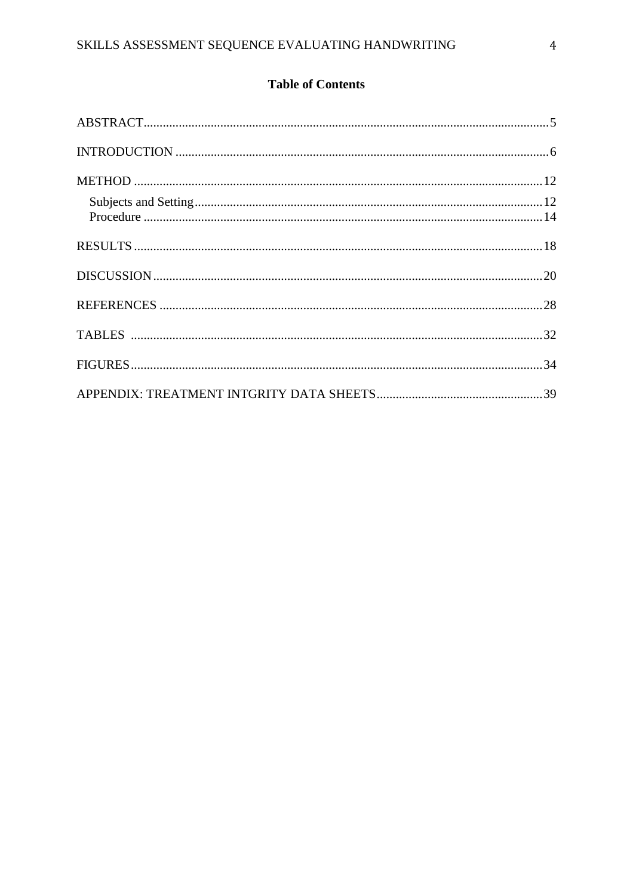## Table of Contents

ABSTRACT.......................................................................................................................5

INTRODUCTION ..............................................................................................................6

METHOD ........................................................................................................................12

- Subjects and Setting.................................................................................................12
- Procedure ................................................................................................................14

RESULTS ........................................................................................................................18

DISCUSSION...................................................................................................................20

REFERENCES .................................................................................................................28

TABLES ..........................................................................................................................32

FIGURES.........................................................................................................................34

APPENDIX: TREATMENT INTGRITY DATA SHEETS....................................................39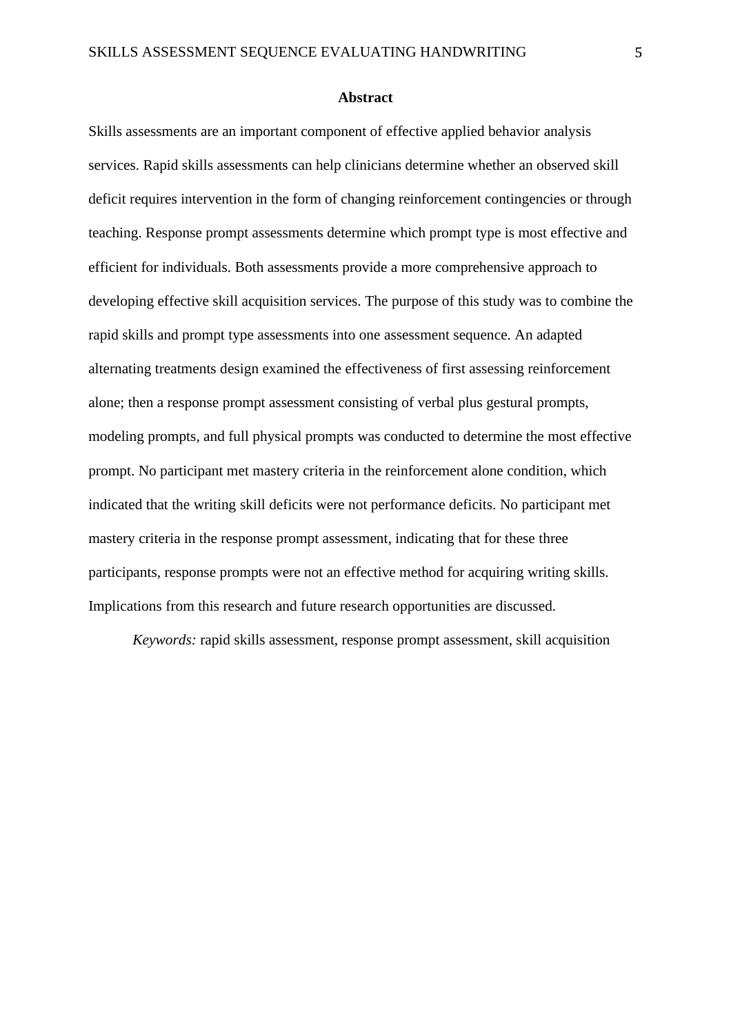## Abstract

Skills assessments are an important component of effective applied behavior analysis services. Rapid skills assessments can help clinicians determine whether an observed skill deficit requires intervention in the form of changing reinforcement contingencies or through teaching. Response prompt assessments determine which prompt type is most effective and efficient for individuals. Both assessments provide a more comprehensive approach to developing effective skill acquisition services. The purpose of this study was to combine the rapid skills and prompt type assessments into one assessment sequence. An adapted alternating treatments design examined the effectiveness of first assessing reinforcement alone; then a response prompt assessment consisting of verbal plus gestural prompts, modeling prompts, and full physical prompts was conducted to determine the most effective prompt. No participant met mastery criteria in the reinforcement alone condition, which indicated that the writing skill deficits were not performance deficits. No participant met mastery criteria in the response prompt assessment, indicating that for these three participants, response prompts were not an effective method for acquiring writing skills. Implications from this research and future research opportunities are discussed.

*Keywords:* rapid skills assessment, response prompt assessment, skill acquisition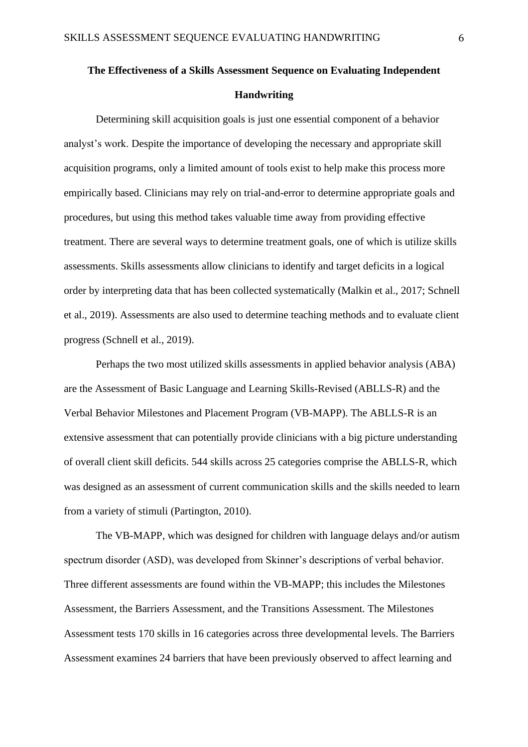## The Effectiveness of a Skills Assessment Sequence on Evaluating Independent Handwriting

Determining skill acquisition goals is just one essential component of a behavior analyst's work. Despite the importance of developing the necessary and appropriate skill acquisition programs, only a limited amount of tools exist to help make this process more empirically based. Clinicians may rely on trial-and-error to determine appropriate goals and procedures, but using this method takes valuable time away from providing effective treatment. There are several ways to determine treatment goals, one of which is utilize skills assessments. Skills assessments allow clinicians to identify and target deficits in a logical order by interpreting data that has been collected systematically (Malkin et al., 2017; Schnell et al., 2019). Assessments are also used to determine teaching methods and to evaluate client progress (Schnell et al., 2019).

Perhaps the two most utilized skills assessments in applied behavior analysis (ABA) are the Assessment of Basic Language and Learning Skills-Revised (ABLLS-R) and the Verbal Behavior Milestones and Placement Program (VB-MAPP). The ABLLS-R is an extensive assessment that can potentially provide clinicians with a big picture understanding of overall client skill deficits. 544 skills across 25 categories comprise the ABLLS-R, which was designed as an assessment of current communication skills and the skills needed to learn from a variety of stimuli (Partington, 2010).

The VB-MAPP, which was designed for children with language delays and/or autism spectrum disorder (ASD), was developed from Skinner's descriptions of verbal behavior. Three different assessments are found within the VB-MAPP; this includes the Milestones Assessment, the Barriers Assessment, and the Transitions Assessment. The Milestones Assessment tests 170 skills in 16 categories across three developmental levels. The Barriers Assessment examines 24 barriers that have been previously observed to affect learning and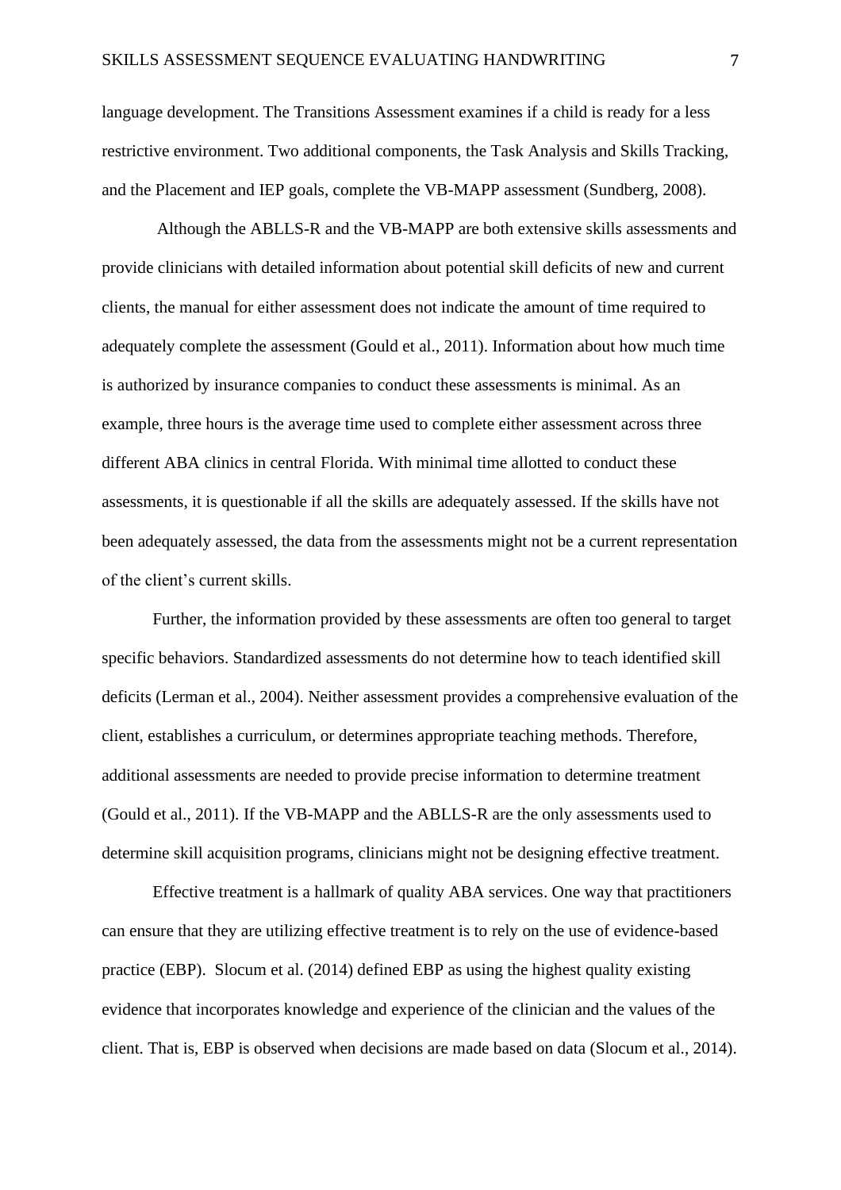language development. The Transitions Assessment examines if a child is ready for a less restrictive environment. Two additional components, the Task Analysis and Skills Tracking, and the Placement and IEP goals, complete the VB-MAPP assessment (Sundberg, 2008).

Although the ABLLS-R and the VB-MAPP are both extensive skills assessments and provide clinicians with detailed information about potential skill deficits of new and current clients, the manual for either assessment does not indicate the amount of time required to adequately complete the assessment (Gould et al., 2011). Information about how much time is authorized by insurance companies to conduct these assessments is minimal. As an example, three hours is the average time used to complete either assessment across three different ABA clinics in central Florida. With minimal time allotted to conduct these assessments, it is questionable if all the skills are adequately assessed. If the skills have not been adequately assessed, the data from the assessments might not be a current representation of the client's current skills.

Further, the information provided by these assessments are often too general to target specific behaviors. Standardized assessments do not determine how to teach identified skill deficits (Lerman et al., 2004). Neither assessment provides a comprehensive evaluation of the client, establishes a curriculum, or determines appropriate teaching methods. Therefore, additional assessments are needed to provide precise information to determine treatment (Gould et al., 2011). If the VB-MAPP and the ABLLS-R are the only assessments used to determine skill acquisition programs, clinicians might not be designing effective treatment.

Effective treatment is a hallmark of quality ABA services. One way that practitioners can ensure that they are utilizing effective treatment is to rely on the use of evidence-based practice (EBP). Slocum et al. (2014) defined EBP as using the highest quality existing evidence that incorporates knowledge and experience of the clinician and the values of the client. That is, EBP is observed when decisions are made based on data (Slocum et al., 2014).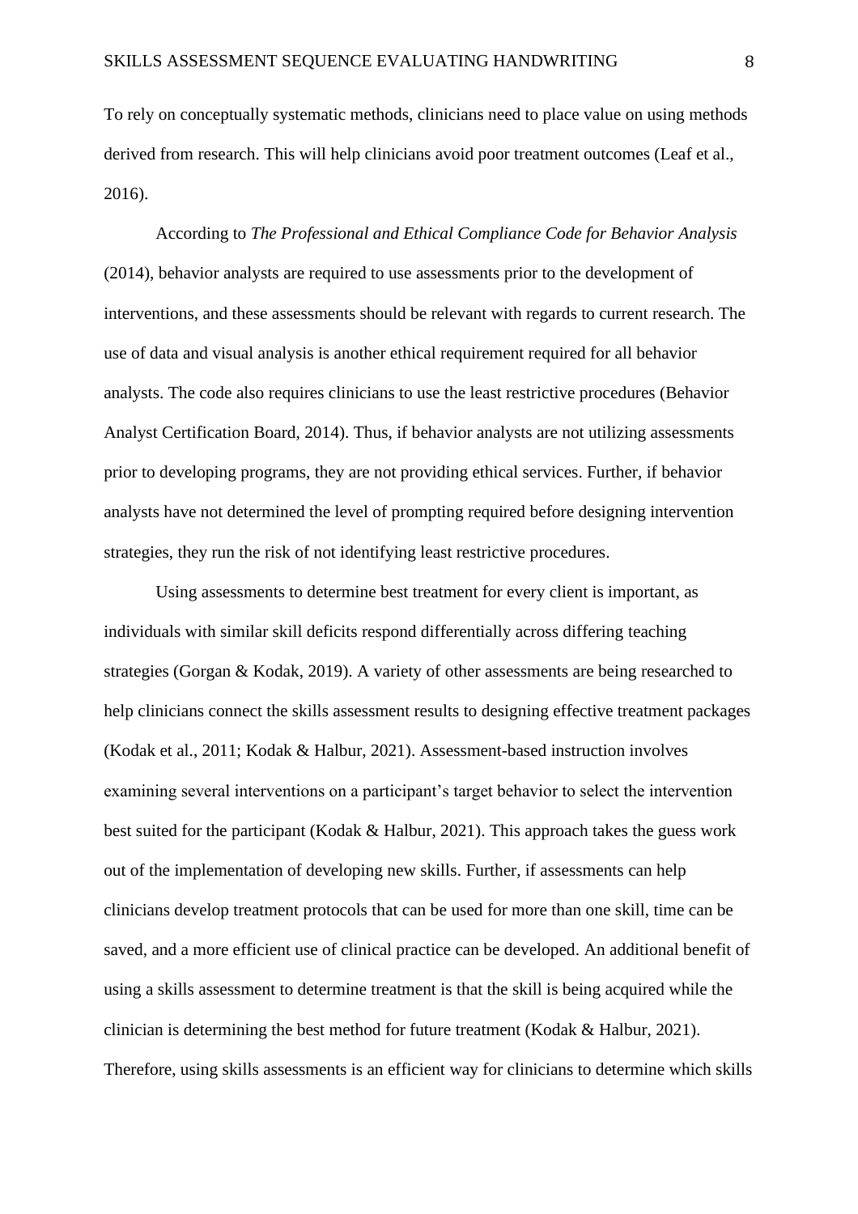To rely on conceptually systematic methods, clinicians need to place value on using methods derived from research. This will help clinicians avoid poor treatment outcomes (Leaf et al., 2016).

According to *The Professional and Ethical Compliance Code for Behavior Analysis* (2014), behavior analysts are required to use assessments prior to the development of interventions, and these assessments should be relevant with regards to current research. The use of data and visual analysis is another ethical requirement required for all behavior analysts. The code also requires clinicians to use the least restrictive procedures (Behavior Analyst Certification Board, 2014). Thus, if behavior analysts are not utilizing assessments prior to developing programs, they are not providing ethical services. Further, if behavior analysts have not determined the level of prompting required before designing intervention strategies, they run the risk of not identifying least restrictive procedures.

Using assessments to determine best treatment for every client is important, as individuals with similar skill deficits respond differentially across differing teaching strategies (Gorgan & Kodak, 2019). A variety of other assessments are being researched to help clinicians connect the skills assessment results to designing effective treatment packages (Kodak et al., 2011; Kodak & Halbur, 2021). Assessment-based instruction involves examining several interventions on a participant's target behavior to select the intervention best suited for the participant (Kodak & Halbur, 2021). This approach takes the guess work out of the implementation of developing new skills. Further, if assessments can help clinicians develop treatment protocols that can be used for more than one skill, time can be saved, and a more efficient use of clinical practice can be developed. An additional benefit of using a skills assessment to determine treatment is that the skill is being acquired while the clinician is determining the best method for future treatment (Kodak & Halbur, 2021). Therefore, using skills assessments is an efficient way for clinicians to determine which skills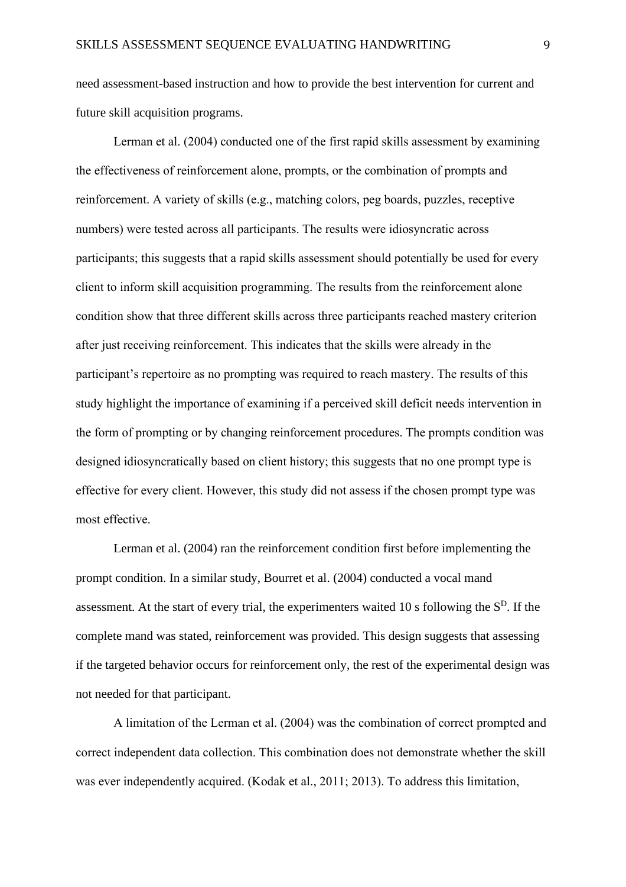need assessment-based instruction and how to provide the best intervention for current and future skill acquisition programs.

Lerman et al. (2004) conducted one of the first rapid skills assessment by examining the effectiveness of reinforcement alone, prompts, or the combination of prompts and reinforcement. A variety of skills (e.g., matching colors, peg boards, puzzles, receptive numbers) were tested across all participants. The results were idiosyncratic across participants; this suggests that a rapid skills assessment should potentially be used for every client to inform skill acquisition programming. The results from the reinforcement alone condition show that three different skills across three participants reached mastery criterion after just receiving reinforcement. This indicates that the skills were already in the participant's repertoire as no prompting was required to reach mastery. The results of this study highlight the importance of examining if a perceived skill deficit needs intervention in the form of prompting or by changing reinforcement procedures. The prompts condition was designed idiosyncratically based on client history; this suggests that no one prompt type is effective for every client. However, this study did not assess if the chosen prompt type was most effective.

Lerman et al. (2004) ran the reinforcement condition first before implementing the prompt condition. In a similar study, Bourret et al. (2004) conducted a vocal mand assessment. At the start of every trial, the experimenters waited 10 s following the $S^D$. If the complete mand was stated, reinforcement was provided. This design suggests that assessing if the targeted behavior occurs for reinforcement only, the rest of the experimental design was not needed for that participant.

A limitation of the Lerman et al. (2004) was the combination of correct prompted and correct independent data collection. This combination does not demonstrate whether the skill was ever independently acquired. (Kodak et al., 2011; 2013). To address this limitation,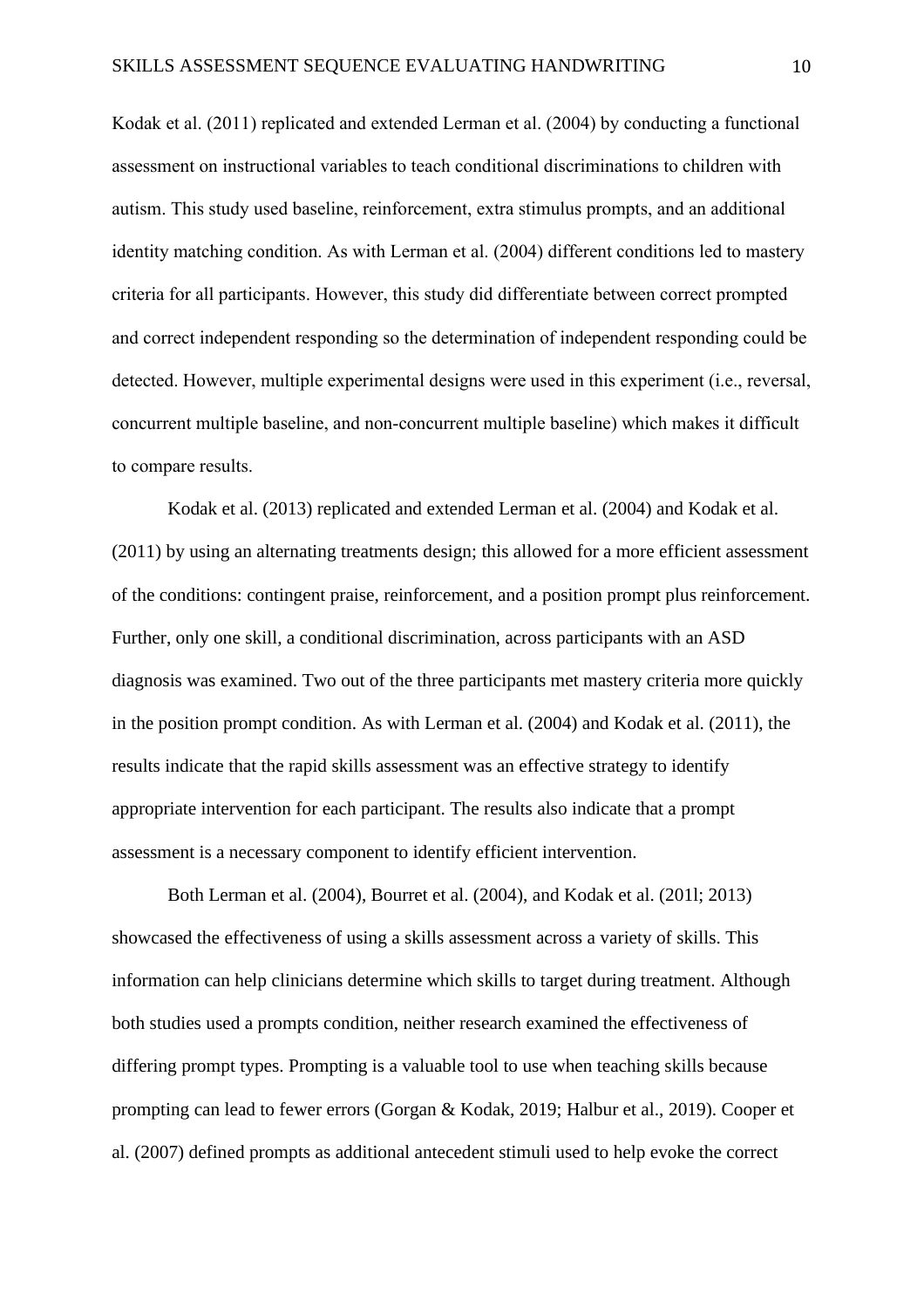Kodak et al. (2011) replicated and extended Lerman et al. (2004) by conducting a functional assessment on instructional variables to teach conditional discriminations to children with autism. This study used baseline, reinforcement, extra stimulus prompts, and an additional identity matching condition. As with Lerman et al. (2004) different conditions led to mastery criteria for all participants. However, this study did differentiate between correct prompted and correct independent responding so the determination of independent responding could be detected. However, multiple experimental designs were used in this experiment (i.e., reversal, concurrent multiple baseline, and non-concurrent multiple baseline) which makes it difficult to compare results.

Kodak et al. (2013) replicated and extended Lerman et al. (2004) and Kodak et al. (2011) by using an alternating treatments design; this allowed for a more efficient assessment of the conditions: contingent praise, reinforcement, and a position prompt plus reinforcement. Further, only one skill, a conditional discrimination, across participants with an ASD diagnosis was examined. Two out of the three participants met mastery criteria more quickly in the position prompt condition. As with Lerman et al. (2004) and Kodak et al. (2011), the results indicate that the rapid skills assessment was an effective strategy to identify appropriate intervention for each participant. The results also indicate that a prompt assessment is a necessary component to identify efficient intervention.

Both Lerman et al. (2004), Bourret et al. (2004), and Kodak et al. (201l; 2013) showcased the effectiveness of using a skills assessment across a variety of skills. This information can help clinicians determine which skills to target during treatment. Although both studies used a prompts condition, neither research examined the effectiveness of differing prompt types. Prompting is a valuable tool to use when teaching skills because prompting can lead to fewer errors (Gorgan & Kodak, 2019; Halbur et al., 2019). Cooper et al. (2007) defined prompts as additional antecedent stimuli used to help evoke the correct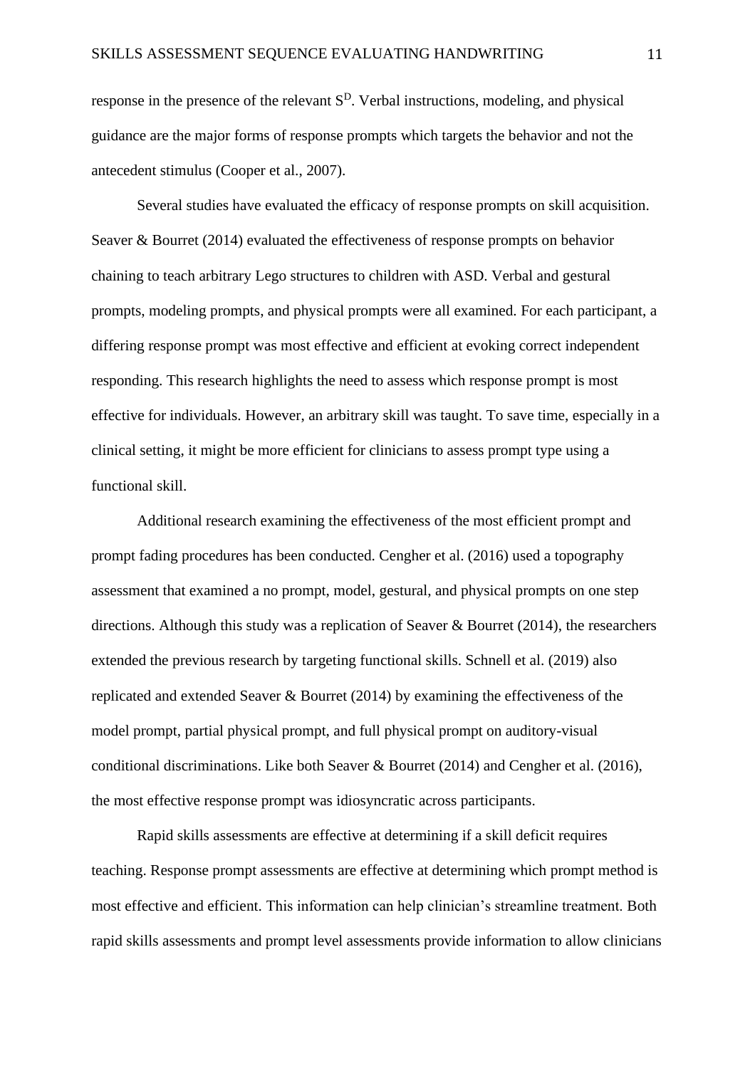response in the presence of the relevant $S^D$. Verbal instructions, modeling, and physical guidance are the major forms of response prompts which targets the behavior and not the antecedent stimulus (Cooper et al., 2007).

Several studies have evaluated the efficacy of response prompts on skill acquisition. Seaver & Bourret (2014) evaluated the effectiveness of response prompts on behavior chaining to teach arbitrary Lego structures to children with ASD. Verbal and gestural prompts, modeling prompts, and physical prompts were all examined. For each participant, a differing response prompt was most effective and efficient at evoking correct independent responding. This research highlights the need to assess which response prompt is most effective for individuals. However, an arbitrary skill was taught. To save time, especially in a clinical setting, it might be more efficient for clinicians to assess prompt type using a functional skill.

Additional research examining the effectiveness of the most efficient prompt and prompt fading procedures has been conducted. Cengher et al. (2016) used a topography assessment that examined a no prompt, model, gestural, and physical prompts on one step directions. Although this study was a replication of Seaver & Bourret (2014), the researchers extended the previous research by targeting functional skills. Schnell et al. (2019) also replicated and extended Seaver & Bourret (2014) by examining the effectiveness of the model prompt, partial physical prompt, and full physical prompt on auditory-visual conditional discriminations. Like both Seaver & Bourret (2014) and Cengher et al. (2016), the most effective response prompt was idiosyncratic across participants.

Rapid skills assessments are effective at determining if a skill deficit requires teaching. Response prompt assessments are effective at determining which prompt method is most effective and efficient. This information can help clinician's streamline treatment. Both rapid skills assessments and prompt level assessments provide information to allow clinicians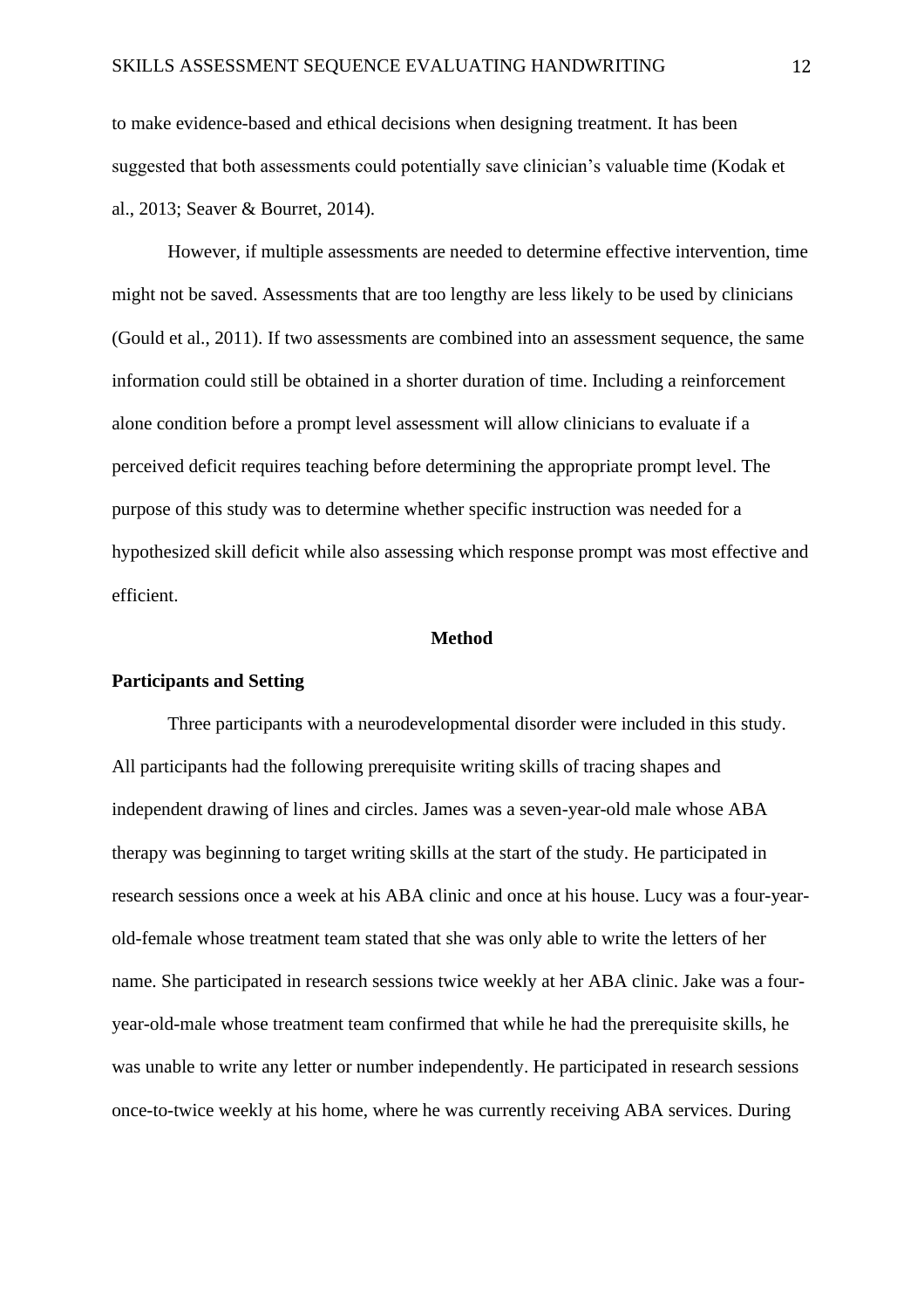to make evidence-based and ethical decisions when designing treatment. It has been suggested that both assessments could potentially save clinician's valuable time (Kodak et al., 2013; Seaver & Bourret, 2014).

However, if multiple assessments are needed to determine effective intervention, time might not be saved. Assessments that are too lengthy are less likely to be used by clinicians (Gould et al., 2011). If two assessments are combined into an assessment sequence, the same information could still be obtained in a shorter duration of time. Including a reinforcement alone condition before a prompt level assessment will allow clinicians to evaluate if a perceived deficit requires teaching before determining the appropriate prompt level. The purpose of this study was to determine whether specific instruction was needed for a hypothesized skill deficit while also assessing which response prompt was most effective and efficient.

## Method

### Participants and Setting

Three participants with a neurodevelopmental disorder were included in this study. All participants had the following prerequisite writing skills of tracing shapes and independent drawing of lines and circles. James was a seven-year-old male whose ABA therapy was beginning to target writing skills at the start of the study. He participated in research sessions once a week at his ABA clinic and once at his house. Lucy was a four-year-old-female whose treatment team stated that she was only able to write the letters of her name. She participated in research sessions twice weekly at her ABA clinic. Jake was a four-year-old-male whose treatment team confirmed that while he had the prerequisite skills, he was unable to write any letter or number independently. He participated in research sessions once-to-twice weekly at his home, where he was currently receiving ABA services. During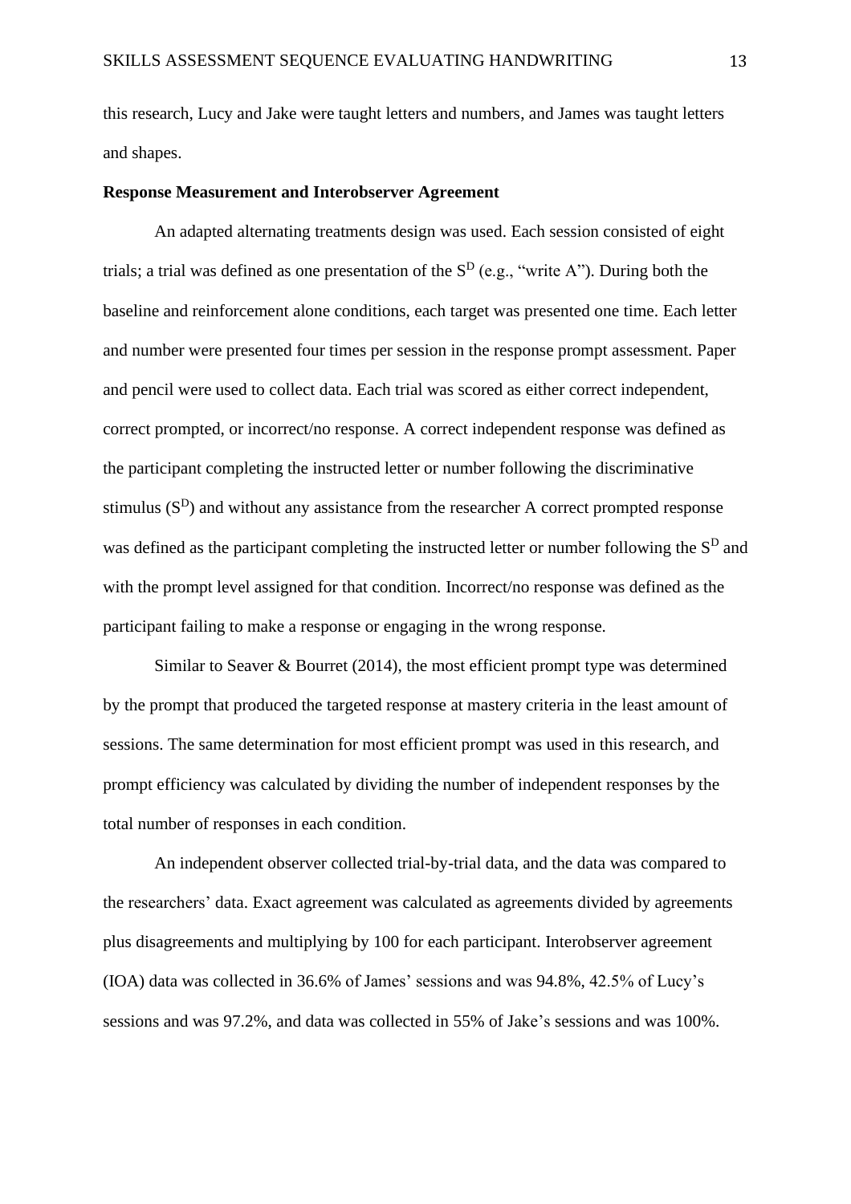this research, Lucy and Jake were taught letters and numbers, and James was taught letters and shapes.

**Response Measurement and Interobserver Agreement**

An adapted alternating treatments design was used. Each session consisted of eight trials; a trial was defined as one presentation of the $S^D$ (e.g., "write A"). During both the baseline and reinforcement alone conditions, each target was presented one time. Each letter and number were presented four times per session in the response prompt assessment. Paper and pencil were used to collect data. Each trial was scored as either correct independent, correct prompted, or incorrect/no response. A correct independent response was defined as the participant completing the instructed letter or number following the discriminative stimulus ($S^D$) and without any assistance from the researcher A correct prompted response was defined as the participant completing the instructed letter or number following the $S^D$ and with the prompt level assigned for that condition. Incorrect/no response was defined as the participant failing to make a response or engaging in the wrong response.

Similar to Seaver & Bourret (2014), the most efficient prompt type was determined by the prompt that produced the targeted response at mastery criteria in the least amount of sessions. The same determination for most efficient prompt was used in this research, and prompt efficiency was calculated by dividing the number of independent responses by the total number of responses in each condition.

An independent observer collected trial-by-trial data, and the data was compared to the researchers' data. Exact agreement was calculated as agreements divided by agreements plus disagreements and multiplying by 100 for each participant. Interobserver agreement (IOA) data was collected in 36.6% of James' sessions and was 94.8%, 42.5% of Lucy's sessions and was 97.2%, and data was collected in 55% of Jake's sessions and was 100%.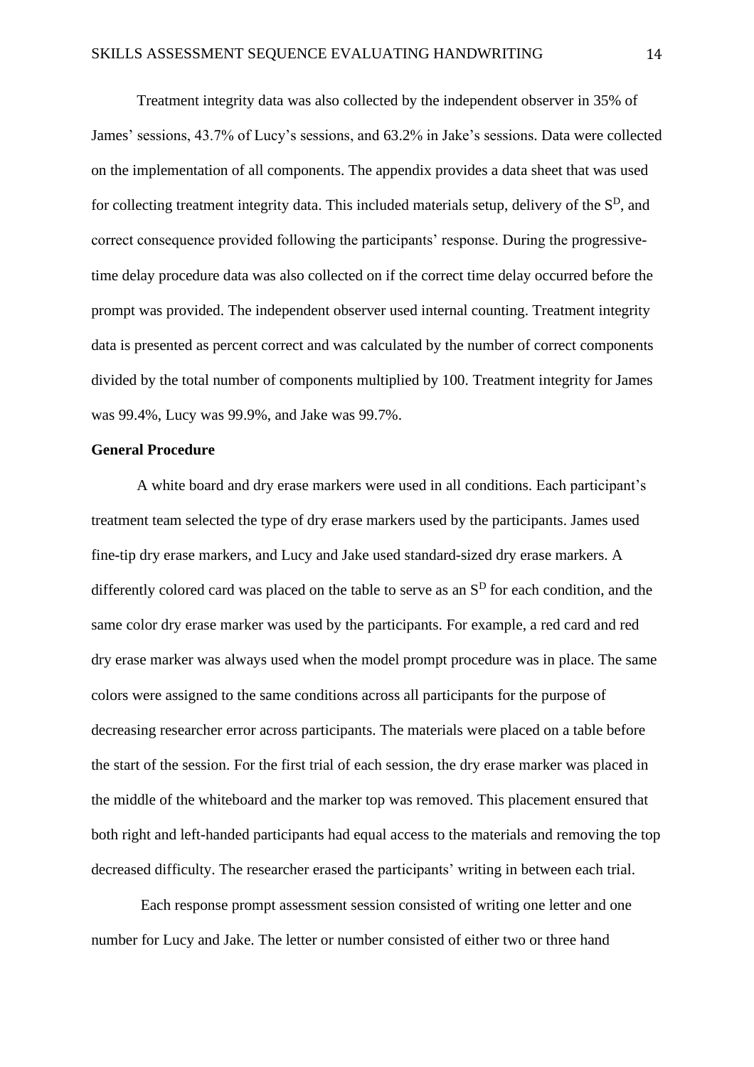Treatment integrity data was also collected by the independent observer in 35% of James' sessions, 43.7% of Lucy's sessions, and 63.2% in Jake's sessions. Data were collected on the implementation of all components. The appendix provides a data sheet that was used for collecting treatment integrity data. This included materials setup, delivery of the $S^D$, and correct consequence provided following the participants' response. During the progressive-time delay procedure data was also collected on if the correct time delay occurred before the prompt was provided. The independent observer used internal counting. Treatment integrity data is presented as percent correct and was calculated by the number of correct components divided by the total number of components multiplied by 100. Treatment integrity for James was 99.4%, Lucy was 99.9%, and Jake was 99.7%.

**General Procedure**

A white board and dry erase markers were used in all conditions. Each participant's treatment team selected the type of dry erase markers used by the participants. James used fine-tip dry erase markers, and Lucy and Jake used standard-sized dry erase markers. A differently colored card was placed on the table to serve as an $S^D$ for each condition, and the same color dry erase marker was used by the participants. For example, a red card and red dry erase marker was always used when the model prompt procedure was in place. The same colors were assigned to the same conditions across all participants for the purpose of decreasing researcher error across participants. The materials were placed on a table before the start of the session. For the first trial of each session, the dry erase marker was placed in the middle of the whiteboard and the marker top was removed. This placement ensured that both right and left-handed participants had equal access to the materials and removing the top decreased difficulty. The researcher erased the participants' writing in between each trial.

Each response prompt assessment session consisted of writing one letter and one number for Lucy and Jake. The letter or number consisted of either two or three hand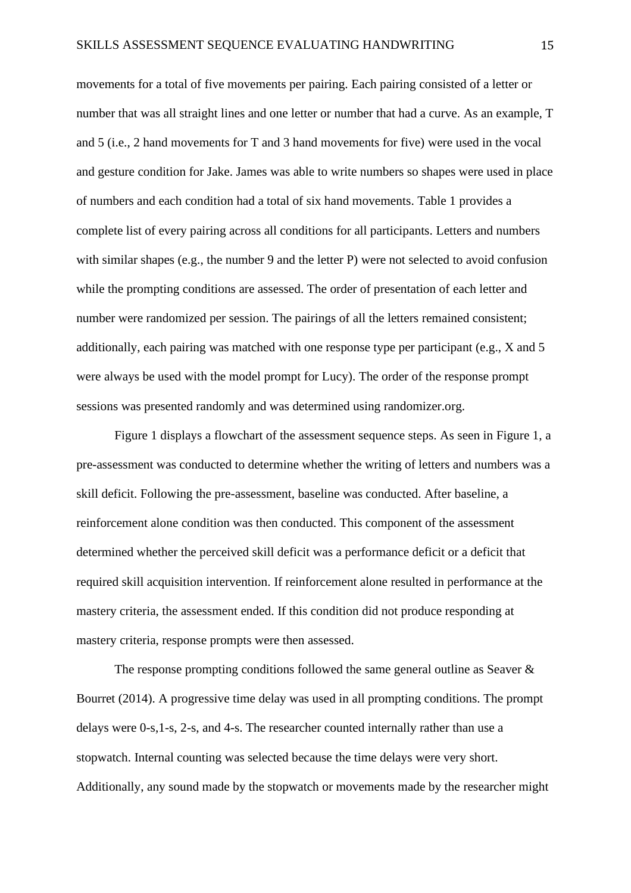movements for a total of five movements per pairing. Each pairing consisted of a letter or number that was all straight lines and one letter or number that had a curve. As an example, T and 5 (i.e., 2 hand movements for T and 3 hand movements for five) were used in the vocal and gesture condition for Jake. James was able to write numbers so shapes were used in place of numbers and each condition had a total of six hand movements. Table 1 provides a complete list of every pairing across all conditions for all participants. Letters and numbers with similar shapes (e.g., the number 9 and the letter P) were not selected to avoid confusion while the prompting conditions are assessed. The order of presentation of each letter and number were randomized per session. The pairings of all the letters remained consistent; additionally, each pairing was matched with one response type per participant (e.g., X and 5 were always be used with the model prompt for Lucy). The order of the response prompt sessions was presented randomly and was determined using randomizer.org.

Figure 1 displays a flowchart of the assessment sequence steps. As seen in Figure 1, a pre-assessment was conducted to determine whether the writing of letters and numbers was a skill deficit. Following the pre-assessment, baseline was conducted. After baseline, a reinforcement alone condition was then conducted. This component of the assessment determined whether the perceived skill deficit was a performance deficit or a deficit that required skill acquisition intervention. If reinforcement alone resulted in performance at the mastery criteria, the assessment ended. If this condition did not produce responding at mastery criteria, response prompts were then assessed.

The response prompting conditions followed the same general outline as Seaver & Bourret (2014). A progressive time delay was used in all prompting conditions. The prompt delays were 0-s,1-s, 2-s, and 4-s. The researcher counted internally rather than use a stopwatch. Internal counting was selected because the time delays were very short. Additionally, any sound made by the stopwatch or movements made by the researcher might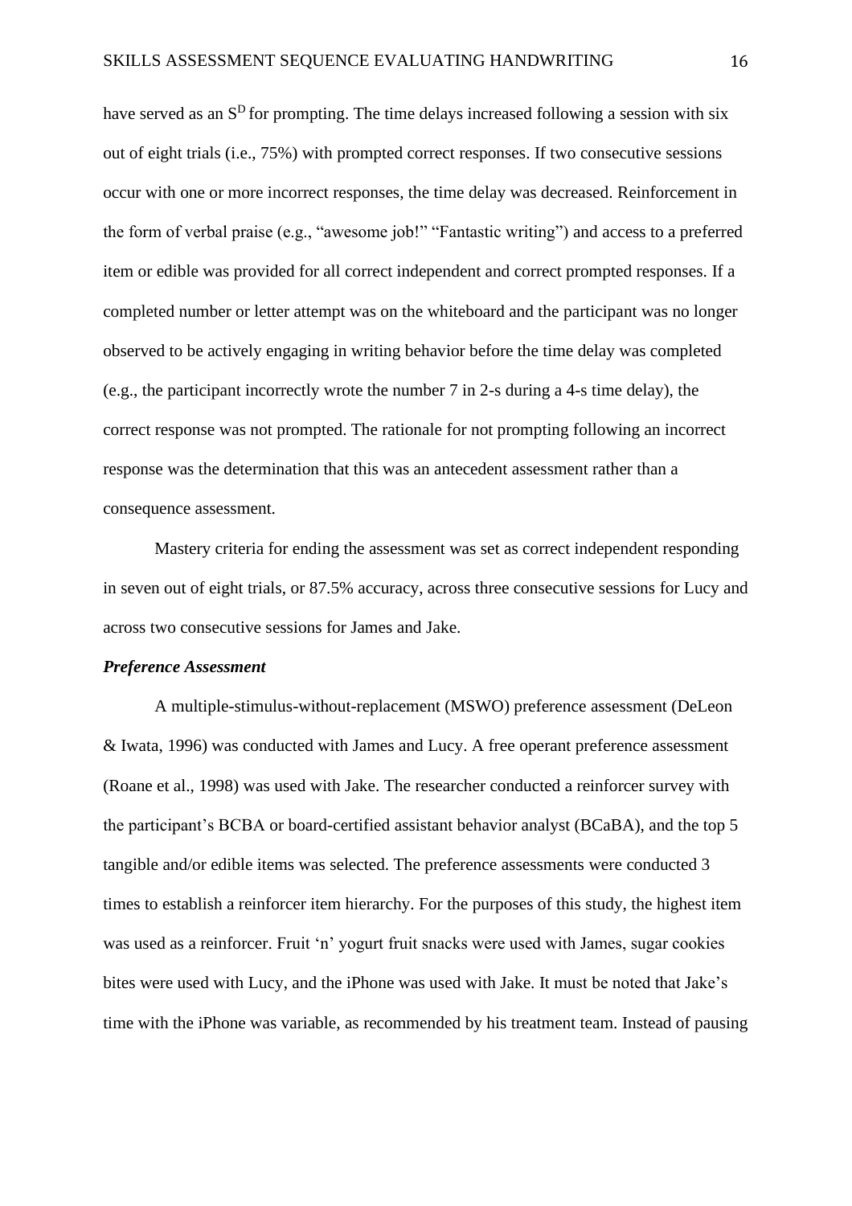have served as an $S^D$ for prompting. The time delays increased following a session with six out of eight trials (i.e., 75%) with prompted correct responses. If two consecutive sessions occur with one or more incorrect responses, the time delay was decreased. Reinforcement in the form of verbal praise (e.g., "awesome job!" "Fantastic writing") and access to a preferred item or edible was provided for all correct independent and correct prompted responses. If a completed number or letter attempt was on the whiteboard and the participant was no longer observed to be actively engaging in writing behavior before the time delay was completed (e.g., the participant incorrectly wrote the number 7 in 2-s during a 4-s time delay), the correct response was not prompted. The rationale for not prompting following an incorrect response was the determination that this was an antecedent assessment rather than a consequence assessment.

Mastery criteria for ending the assessment was set as correct independent responding in seven out of eight trials, or 87.5% accuracy, across three consecutive sessions for Lucy and across two consecutive sessions for James and Jake.

### *Preference Assessment*

A multiple-stimulus-without-replacement (MSWO) preference assessment (DeLeon & Iwata, 1996) was conducted with James and Lucy. A free operant preference assessment (Roane et al., 1998) was used with Jake. The researcher conducted a reinforcer survey with the participant's BCBA or board-certified assistant behavior analyst (BCaBA), and the top 5 tangible and/or edible items was selected. The preference assessments were conducted 3 times to establish a reinforcer item hierarchy. For the purposes of this study, the highest item was used as a reinforcer. Fruit 'n' yogurt fruit snacks were used with James, sugar cookies bites were used with Lucy, and the iPhone was used with Jake. It must be noted that Jake's time with the iPhone was variable, as recommended by his treatment team. Instead of pausing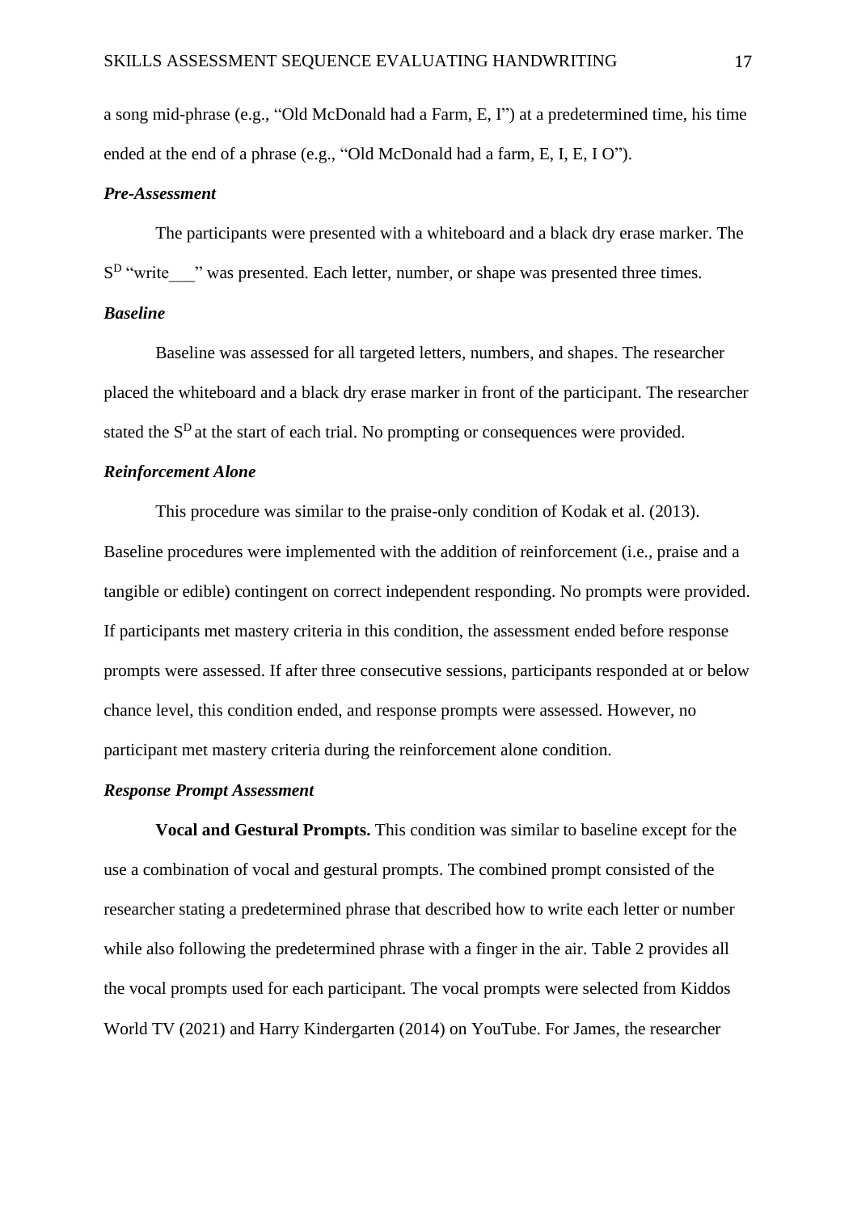a song mid-phrase (e.g., "Old McDonald had a Farm, E, I") at a predetermined time, his time ended at the end of a phrase (e.g., "Old McDonald had a farm, E, I, E, I O").

### *Pre-Assessment*

The participants were presented with a whiteboard and a black dry erase marker. The $S^D$ "write___" was presented. Each letter, number, or shape was presented three times.

### *Baseline*

Baseline was assessed for all targeted letters, numbers, and shapes. The researcher placed the whiteboard and a black dry erase marker in front of the participant. The researcher stated the $S^D$ at the start of each trial. No prompting or consequences were provided.

### *Reinforcement Alone*

This procedure was similar to the praise-only condition of Kodak et al. (2013). Baseline procedures were implemented with the addition of reinforcement (i.e., praise and a tangible or edible) contingent on correct independent responding. No prompts were provided. If participants met mastery criteria in this condition, the assessment ended before response prompts were assessed. If after three consecutive sessions, participants responded at or below chance level, this condition ended, and response prompts were assessed. However, no participant met mastery criteria during the reinforcement alone condition.

### *Response Prompt Assessment*

**Vocal and Gestural Prompts.** This condition was similar to baseline except for the use a combination of vocal and gestural prompts. The combined prompt consisted of the researcher stating a predetermined phrase that described how to write each letter or number while also following the predetermined phrase with a finger in the air. Table 2 provides all the vocal prompts used for each participant. The vocal prompts were selected from Kiddos World TV (2021) and Harry Kindergarten (2014) on YouTube. For James, the researcher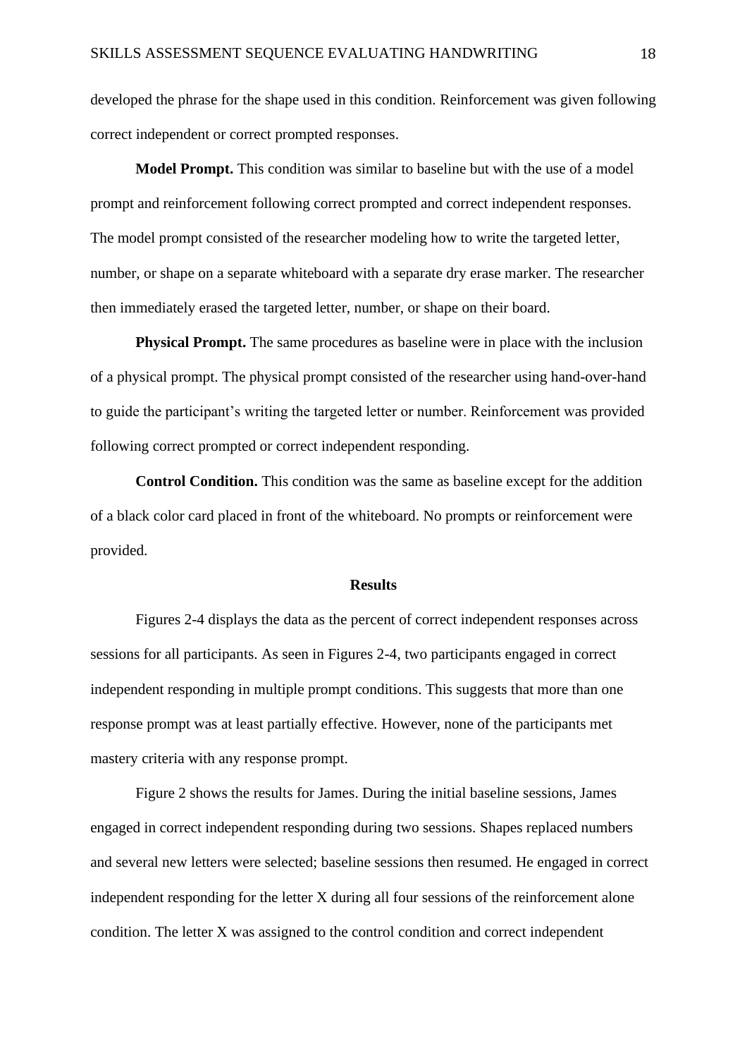developed the phrase for the shape used in this condition. Reinforcement was given following correct independent or correct prompted responses.

**Model Prompt.** This condition was similar to baseline but with the use of a model prompt and reinforcement following correct prompted and correct independent responses. The model prompt consisted of the researcher modeling how to write the targeted letter, number, or shape on a separate whiteboard with a separate dry erase marker. The researcher then immediately erased the targeted letter, number, or shape on their board.

**Physical Prompt.** The same procedures as baseline were in place with the inclusion of a physical prompt. The physical prompt consisted of the researcher using hand-over-hand to guide the participant's writing the targeted letter or number. Reinforcement was provided following correct prompted or correct independent responding.

**Control Condition.** This condition was the same as baseline except for the addition of a black color card placed in front of the whiteboard. No prompts or reinforcement were provided.

## Results

Figures 2-4 displays the data as the percent of correct independent responses across sessions for all participants. As seen in Figures 2-4, two participants engaged in correct independent responding in multiple prompt conditions. This suggests that more than one response prompt was at least partially effective. However, none of the participants met mastery criteria with any response prompt.

Figure 2 shows the results for James. During the initial baseline sessions, James engaged in correct independent responding during two sessions. Shapes replaced numbers and several new letters were selected; baseline sessions then resumed. He engaged in correct independent responding for the letter X during all four sessions of the reinforcement alone condition. The letter X was assigned to the control condition and correct independent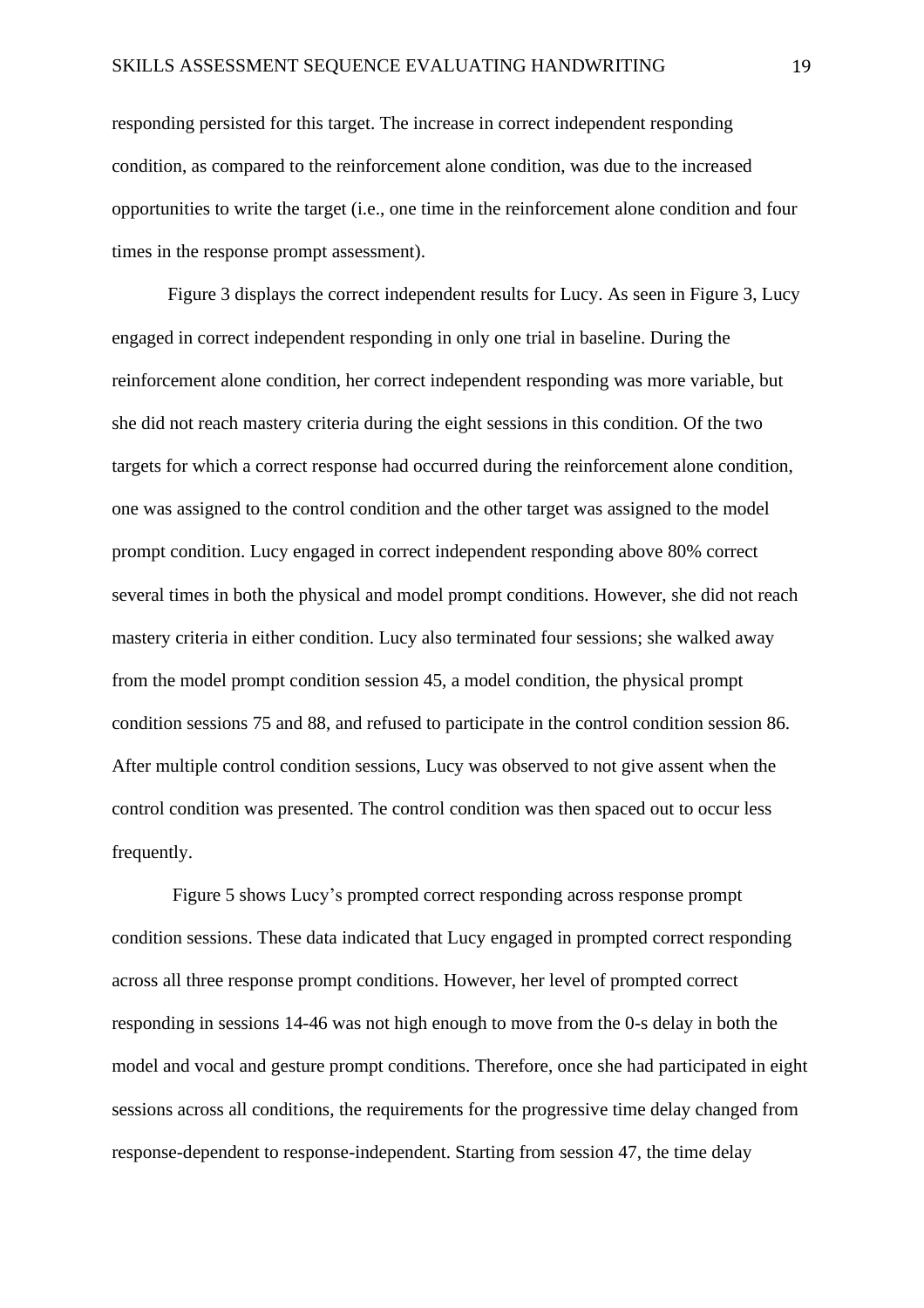responding persisted for this target. The increase in correct independent responding condition, as compared to the reinforcement alone condition, was due to the increased opportunities to write the target (i.e., one time in the reinforcement alone condition and four times in the response prompt assessment).

Figure 3 displays the correct independent results for Lucy. As seen in Figure 3, Lucy engaged in correct independent responding in only one trial in baseline. During the reinforcement alone condition, her correct independent responding was more variable, but she did not reach mastery criteria during the eight sessions in this condition. Of the two targets for which a correct response had occurred during the reinforcement alone condition, one was assigned to the control condition and the other target was assigned to the model prompt condition. Lucy engaged in correct independent responding above 80% correct several times in both the physical and model prompt conditions. However, she did not reach mastery criteria in either condition. Lucy also terminated four sessions; she walked away from the model prompt condition session 45, a model condition, the physical prompt condition sessions 75 and 88, and refused to participate in the control condition session 86. After multiple control condition sessions, Lucy was observed to not give assent when the control condition was presented. The control condition was then spaced out to occur less frequently.

Figure 5 shows Lucy's prompted correct responding across response prompt condition sessions. These data indicated that Lucy engaged in prompted correct responding across all three response prompt conditions. However, her level of prompted correct responding in sessions 14-46 was not high enough to move from the 0-s delay in both the model and vocal and gesture prompt conditions. Therefore, once she had participated in eight sessions across all conditions, the requirements for the progressive time delay changed from response-dependent to response-independent. Starting from session 47, the time delay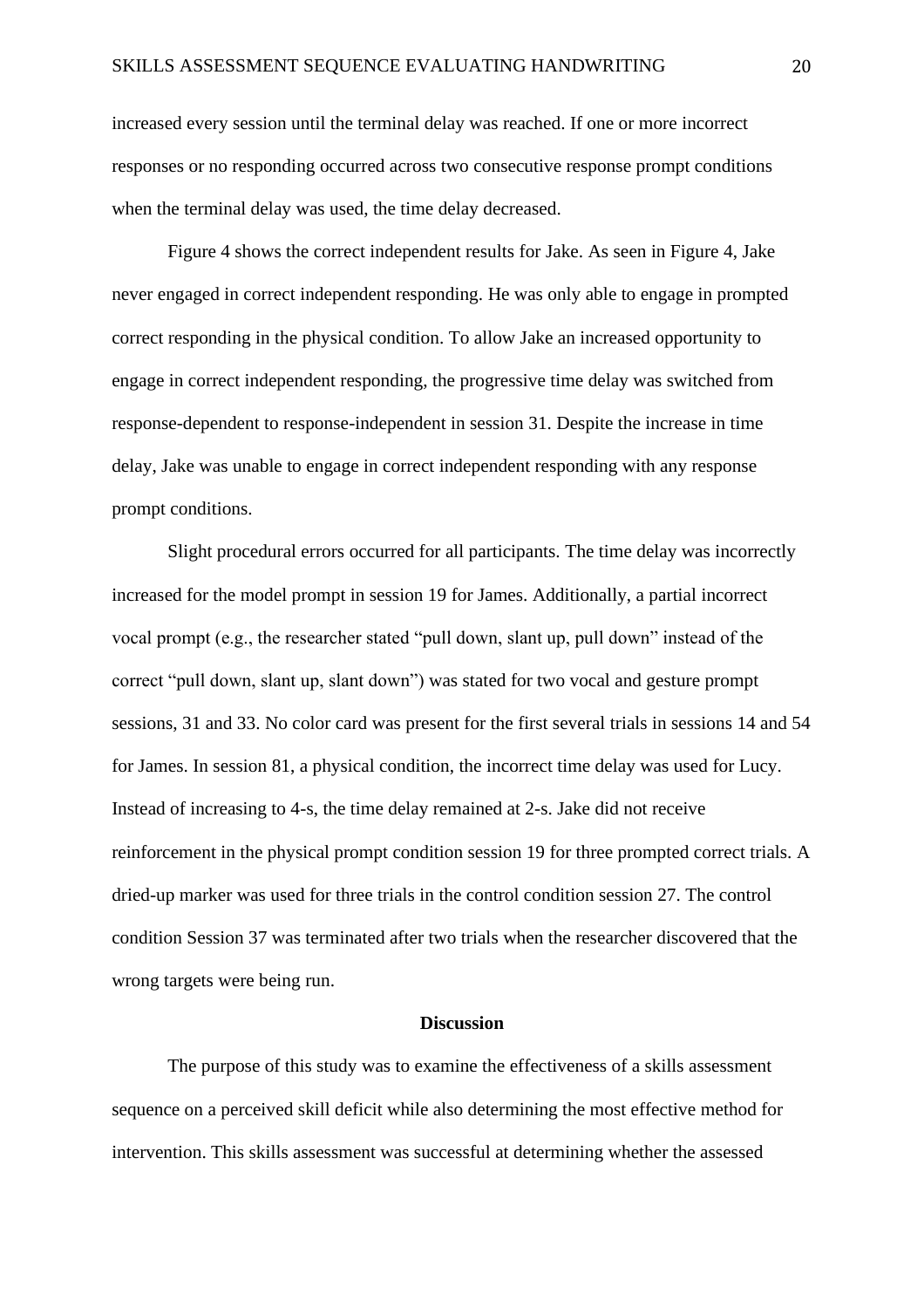increased every session until the terminal delay was reached. If one or more incorrect responses or no responding occurred across two consecutive response prompt conditions when the terminal delay was used, the time delay decreased.

Figure 4 shows the correct independent results for Jake. As seen in Figure 4, Jake never engaged in correct independent responding. He was only able to engage in prompted correct responding in the physical condition. To allow Jake an increased opportunity to engage in correct independent responding, the progressive time delay was switched from response-dependent to response-independent in session 31. Despite the increase in time delay, Jake was unable to engage in correct independent responding with any response prompt conditions.

Slight procedural errors occurred for all participants. The time delay was incorrectly increased for the model prompt in session 19 for James. Additionally, a partial incorrect vocal prompt (e.g., the researcher stated "pull down, slant up, pull down" instead of the correct "pull down, slant up, slant down") was stated for two vocal and gesture prompt sessions, 31 and 33. No color card was present for the first several trials in sessions 14 and 54 for James. In session 81, a physical condition, the incorrect time delay was used for Lucy. Instead of increasing to 4-s, the time delay remained at 2-s. Jake did not receive reinforcement in the physical prompt condition session 19 for three prompted correct trials. A dried-up marker was used for three trials in the control condition session 27. The control condition Session 37 was terminated after two trials when the researcher discovered that the wrong targets were being run.

## Discussion

The purpose of this study was to examine the effectiveness of a skills assessment sequence on a perceived skill deficit while also determining the most effective method for intervention. This skills assessment was successful at determining whether the assessed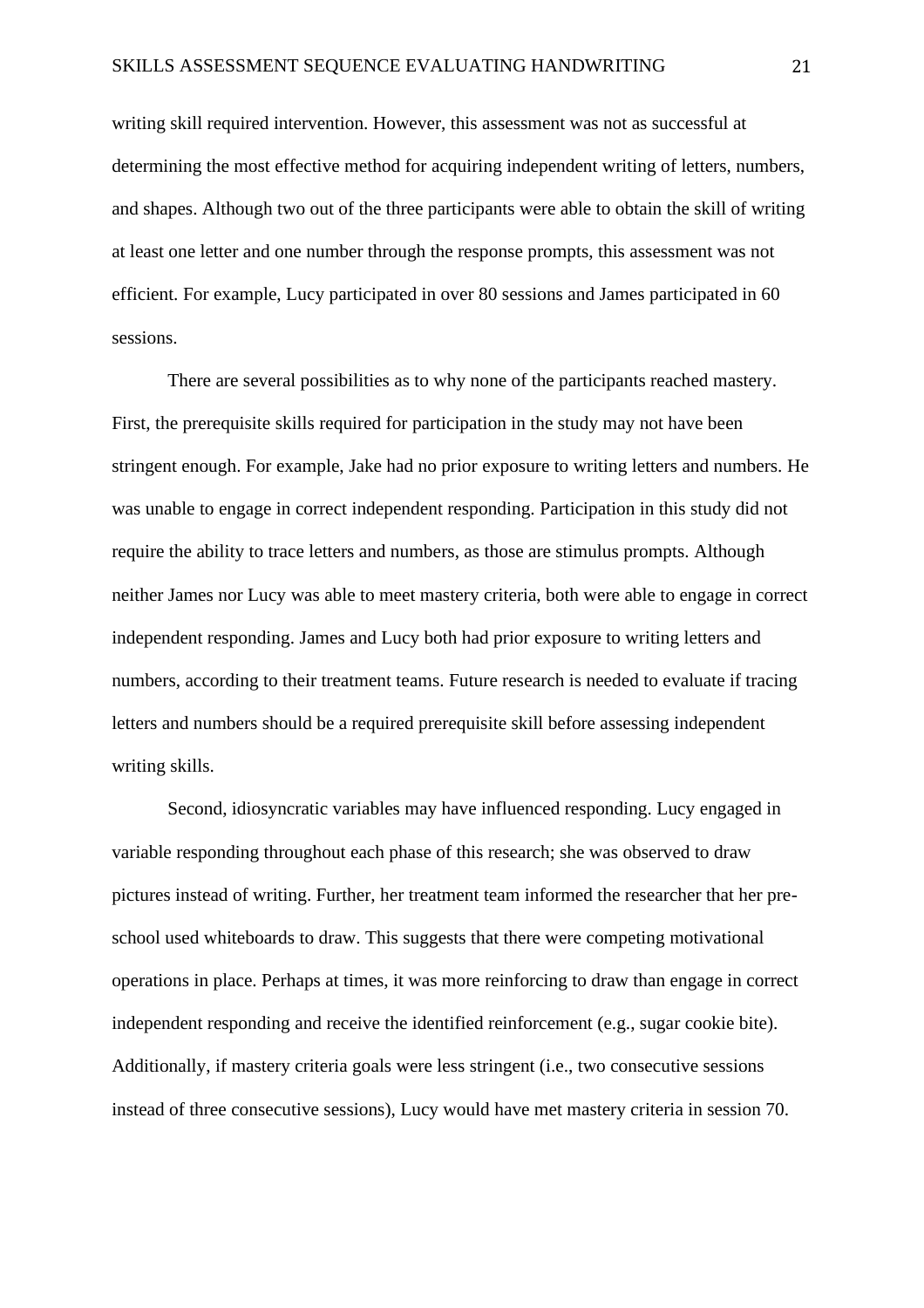writing skill required intervention. However, this assessment was not as successful at determining the most effective method for acquiring independent writing of letters, numbers, and shapes. Although two out of the three participants were able to obtain the skill of writing at least one letter and one number through the response prompts, this assessment was not efficient. For example, Lucy participated in over 80 sessions and James participated in 60 sessions.

There are several possibilities as to why none of the participants reached mastery. First, the prerequisite skills required for participation in the study may not have been stringent enough. For example, Jake had no prior exposure to writing letters and numbers. He was unable to engage in correct independent responding. Participation in this study did not require the ability to trace letters and numbers, as those are stimulus prompts. Although neither James nor Lucy was able to meet mastery criteria, both were able to engage in correct independent responding. James and Lucy both had prior exposure to writing letters and numbers, according to their treatment teams. Future research is needed to evaluate if tracing letters and numbers should be a required prerequisite skill before assessing independent writing skills.

Second, idiosyncratic variables may have influenced responding. Lucy engaged in variable responding throughout each phase of this research; she was observed to draw pictures instead of writing. Further, her treatment team informed the researcher that her pre-school used whiteboards to draw. This suggests that there were competing motivational operations in place. Perhaps at times, it was more reinforcing to draw than engage in correct independent responding and receive the identified reinforcement (e.g., sugar cookie bite). Additionally, if mastery criteria goals were less stringent (i.e., two consecutive sessions instead of three consecutive sessions), Lucy would have met mastery criteria in session 70.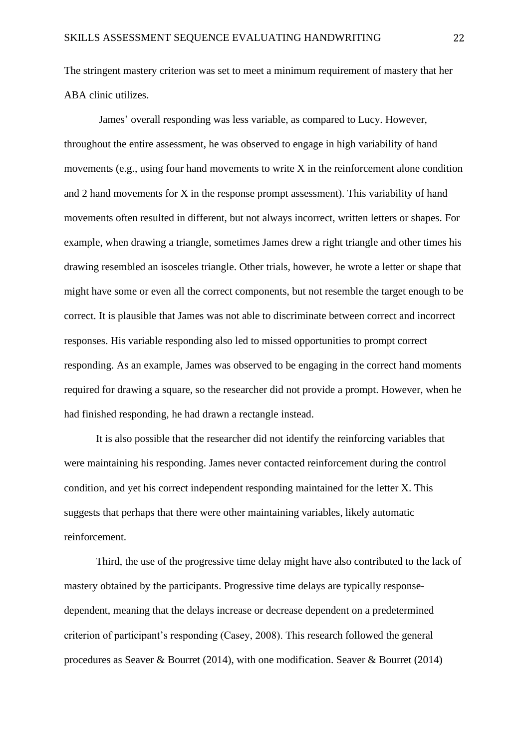The stringent mastery criterion was set to meet a minimum requirement of mastery that her ABA clinic utilizes.

James' overall responding was less variable, as compared to Lucy. However, throughout the entire assessment, he was observed to engage in high variability of hand movements (e.g., using four hand movements to write X in the reinforcement alone condition and 2 hand movements for X in the response prompt assessment). This variability of hand movements often resulted in different, but not always incorrect, written letters or shapes. For example, when drawing a triangle, sometimes James drew a right triangle and other times his drawing resembled an isosceles triangle. Other trials, however, he wrote a letter or shape that might have some or even all the correct components, but not resemble the target enough to be correct. It is plausible that James was not able to discriminate between correct and incorrect responses. His variable responding also led to missed opportunities to prompt correct responding. As an example, James was observed to be engaging in the correct hand moments required for drawing a square, so the researcher did not provide a prompt. However, when he had finished responding, he had drawn a rectangle instead.

It is also possible that the researcher did not identify the reinforcing variables that were maintaining his responding. James never contacted reinforcement during the control condition, and yet his correct independent responding maintained for the letter X. This suggests that perhaps that there were other maintaining variables, likely automatic reinforcement.

Third, the use of the progressive time delay might have also contributed to the lack of mastery obtained by the participants. Progressive time delays are typically response-dependent, meaning that the delays increase or decrease dependent on a predetermined criterion of participant's responding (Casey, 2008). This research followed the general procedures as Seaver & Bourret (2014), with one modification. Seaver & Bourret (2014)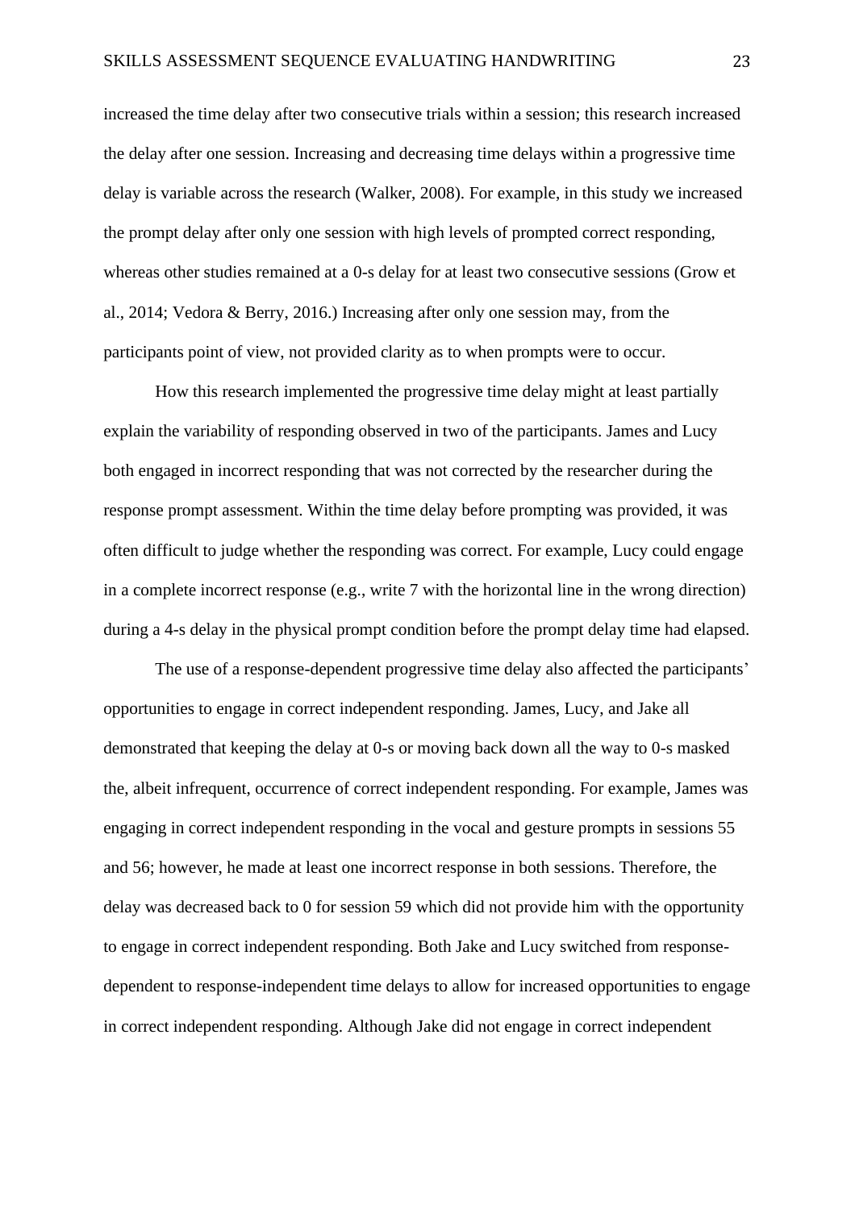increased the time delay after two consecutive trials within a session; this research increased the delay after one session. Increasing and decreasing time delays within a progressive time delay is variable across the research (Walker, 2008). For example, in this study we increased the prompt delay after only one session with high levels of prompted correct responding, whereas other studies remained at a 0-s delay for at least two consecutive sessions (Grow et al., 2014; Vedora & Berry, 2016.) Increasing after only one session may, from the participants point of view, not provided clarity as to when prompts were to occur.

How this research implemented the progressive time delay might at least partially explain the variability of responding observed in two of the participants. James and Lucy both engaged in incorrect responding that was not corrected by the researcher during the response prompt assessment. Within the time delay before prompting was provided, it was often difficult to judge whether the responding was correct. For example, Lucy could engage in a complete incorrect response (e.g., write 7 with the horizontal line in the wrong direction) during a 4-s delay in the physical prompt condition before the prompt delay time had elapsed.

The use of a response-dependent progressive time delay also affected the participants' opportunities to engage in correct independent responding. James, Lucy, and Jake all demonstrated that keeping the delay at 0-s or moving back down all the way to 0-s masked the, albeit infrequent, occurrence of correct independent responding. For example, James was engaging in correct independent responding in the vocal and gesture prompts in sessions 55 and 56; however, he made at least one incorrect response in both sessions. Therefore, the delay was decreased back to 0 for session 59 which did not provide him with the opportunity to engage in correct independent responding. Both Jake and Lucy switched from response-dependent to response-independent time delays to allow for increased opportunities to engage in correct independent responding. Although Jake did not engage in correct independent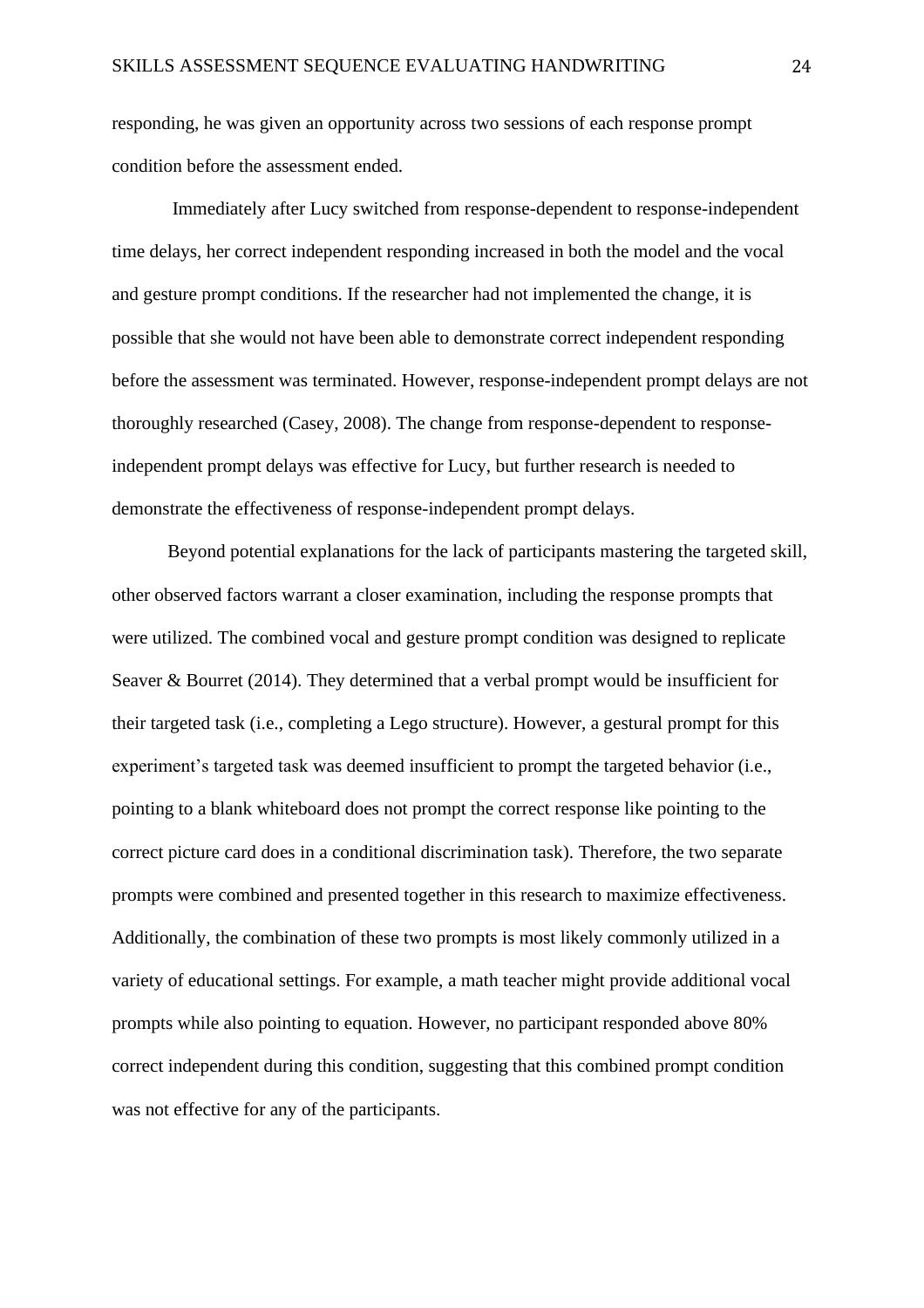responding, he was given an opportunity across two sessions of each response prompt condition before the assessment ended.

Immediately after Lucy switched from response-dependent to response-independent time delays, her correct independent responding increased in both the model and the vocal and gesture prompt conditions. If the researcher had not implemented the change, it is possible that she would not have been able to demonstrate correct independent responding before the assessment was terminated. However, response-independent prompt delays are not thoroughly researched (Casey, 2008). The change from response-dependent to response-independent prompt delays was effective for Lucy, but further research is needed to demonstrate the effectiveness of response-independent prompt delays.

Beyond potential explanations for the lack of participants mastering the targeted skill, other observed factors warrant a closer examination, including the response prompts that were utilized. The combined vocal and gesture prompt condition was designed to replicate Seaver & Bourret (2014). They determined that a verbal prompt would be insufficient for their targeted task (i.e., completing a Lego structure). However, a gestural prompt for this experiment's targeted task was deemed insufficient to prompt the targeted behavior (i.e., pointing to a blank whiteboard does not prompt the correct response like pointing to the correct picture card does in a conditional discrimination task). Therefore, the two separate prompts were combined and presented together in this research to maximize effectiveness. Additionally, the combination of these two prompts is most likely commonly utilized in a variety of educational settings. For example, a math teacher might provide additional vocal prompts while also pointing to equation. However, no participant responded above 80% correct independent during this condition, suggesting that this combined prompt condition was not effective for any of the participants.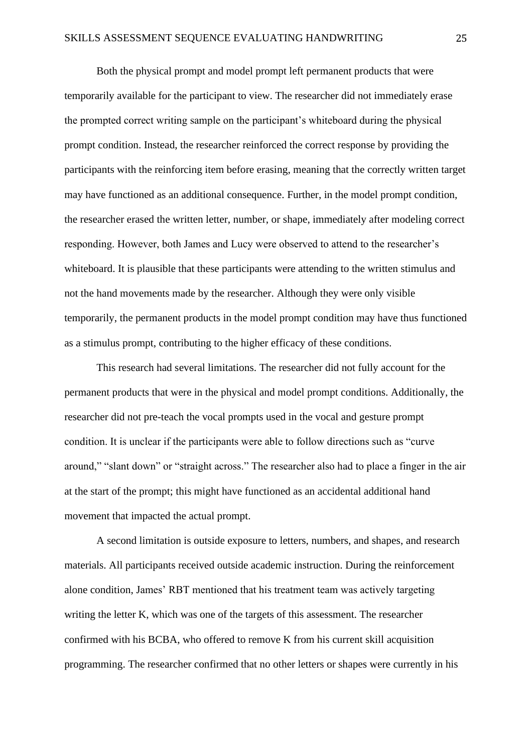Both the physical prompt and model prompt left permanent products that were temporarily available for the participant to view. The researcher did not immediately erase the prompted correct writing sample on the participant's whiteboard during the physical prompt condition. Instead, the researcher reinforced the correct response by providing the participants with the reinforcing item before erasing, meaning that the correctly written target may have functioned as an additional consequence. Further, in the model prompt condition, the researcher erased the written letter, number, or shape, immediately after modeling correct responding. However, both James and Lucy were observed to attend to the researcher's whiteboard. It is plausible that these participants were attending to the written stimulus and not the hand movements made by the researcher. Although they were only visible temporarily, the permanent products in the model prompt condition may have thus functioned as a stimulus prompt, contributing to the higher efficacy of these conditions.

This research had several limitations. The researcher did not fully account for the permanent products that were in the physical and model prompt conditions. Additionally, the researcher did not pre-teach the vocal prompts used in the vocal and gesture prompt condition. It is unclear if the participants were able to follow directions such as "curve around," "slant down" or "straight across." The researcher also had to place a finger in the air at the start of the prompt; this might have functioned as an accidental additional hand movement that impacted the actual prompt.

A second limitation is outside exposure to letters, numbers, and shapes, and research materials. All participants received outside academic instruction. During the reinforcement alone condition, James' RBT mentioned that his treatment team was actively targeting writing the letter K, which was one of the targets of this assessment. The researcher confirmed with his BCBA, who offered to remove K from his current skill acquisition programming. The researcher confirmed that no other letters or shapes were currently in his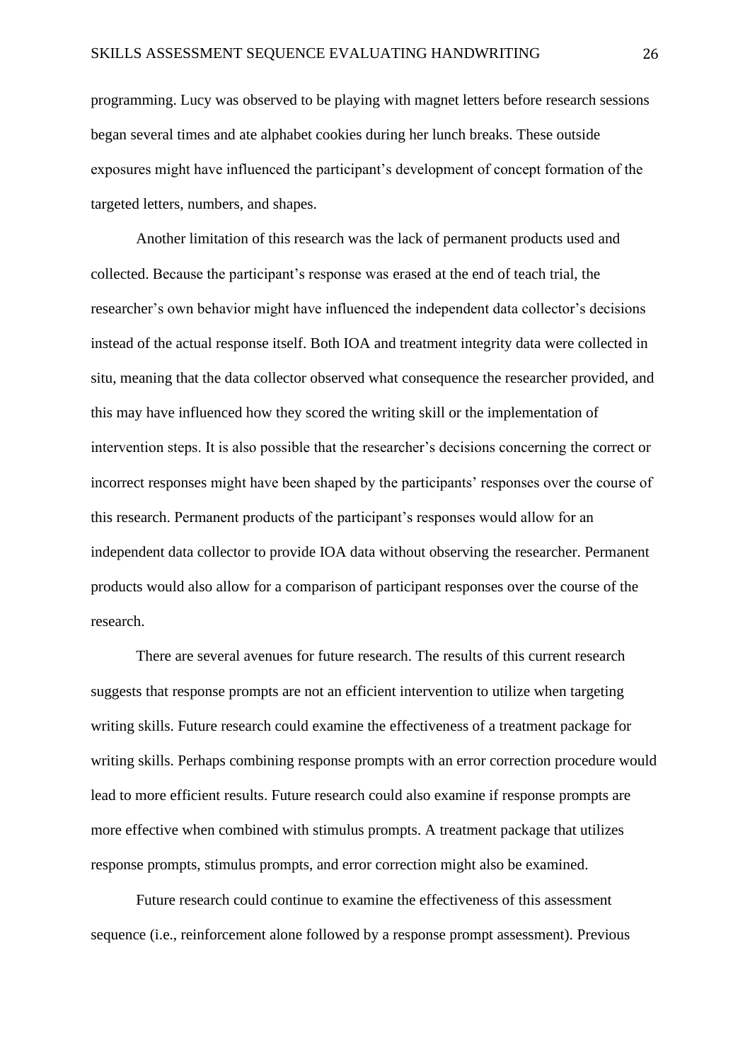programming. Lucy was observed to be playing with magnet letters before research sessions began several times and ate alphabet cookies during her lunch breaks. These outside exposures might have influenced the participant's development of concept formation of the targeted letters, numbers, and shapes.

Another limitation of this research was the lack of permanent products used and collected. Because the participant's response was erased at the end of teach trial, the researcher's own behavior might have influenced the independent data collector's decisions instead of the actual response itself. Both IOA and treatment integrity data were collected in situ, meaning that the data collector observed what consequence the researcher provided, and this may have influenced how they scored the writing skill or the implementation of intervention steps. It is also possible that the researcher's decisions concerning the correct or incorrect responses might have been shaped by the participants' responses over the course of this research. Permanent products of the participant's responses would allow for an independent data collector to provide IOA data without observing the researcher. Permanent products would also allow for a comparison of participant responses over the course of the research.

There are several avenues for future research. The results of this current research suggests that response prompts are not an efficient intervention to utilize when targeting writing skills. Future research could examine the effectiveness of a treatment package for writing skills. Perhaps combining response prompts with an error correction procedure would lead to more efficient results. Future research could also examine if response prompts are more effective when combined with stimulus prompts. A treatment package that utilizes response prompts, stimulus prompts, and error correction might also be examined.

Future research could continue to examine the effectiveness of this assessment sequence (i.e., reinforcement alone followed by a response prompt assessment). Previous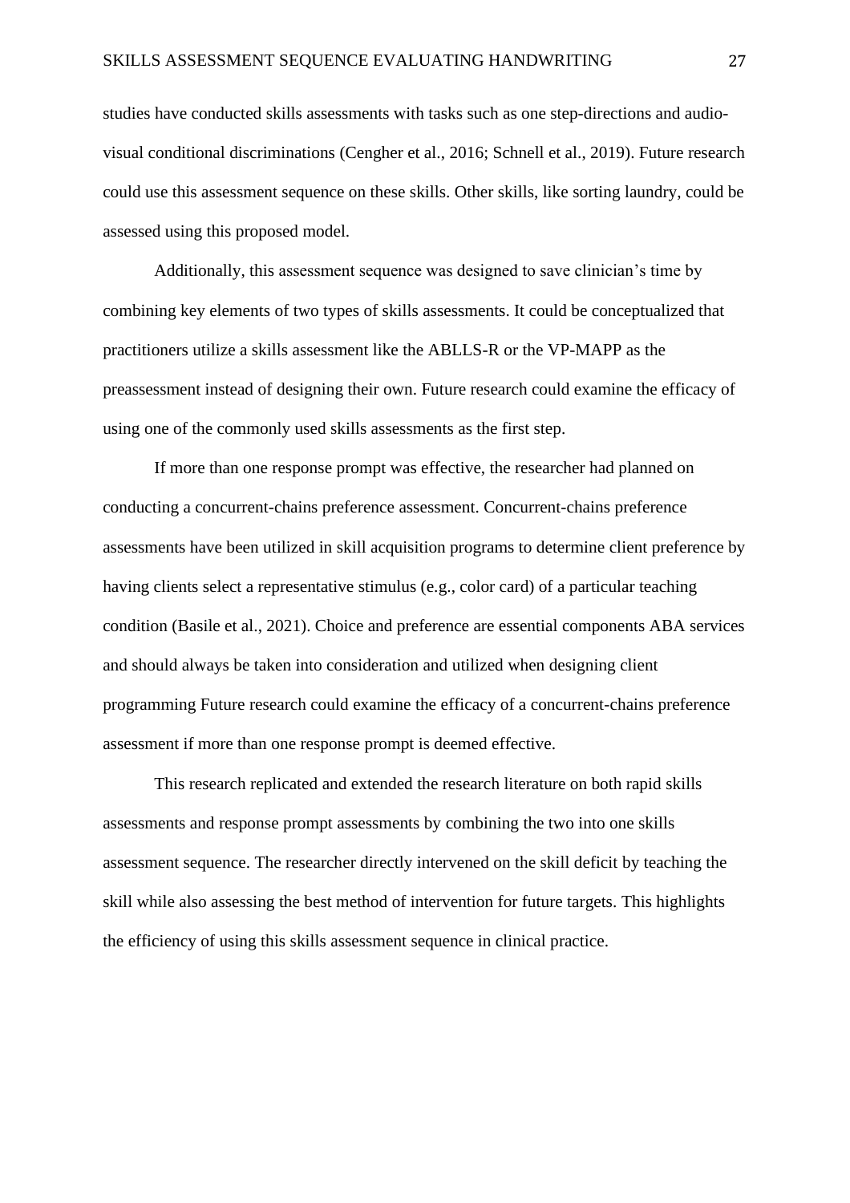studies have conducted skills assessments with tasks such as one step-directions and audio-visual conditional discriminations (Cengher et al., 2016; Schnell et al., 2019). Future research could use this assessment sequence on these skills. Other skills, like sorting laundry, could be assessed using this proposed model.

Additionally, this assessment sequence was designed to save clinician's time by combining key elements of two types of skills assessments. It could be conceptualized that practitioners utilize a skills assessment like the ABLLS-R or the VP-MAPP as the preassessment instead of designing their own. Future research could examine the efficacy of using one of the commonly used skills assessments as the first step.

If more than one response prompt was effective, the researcher had planned on conducting a concurrent-chains preference assessment. Concurrent-chains preference assessments have been utilized in skill acquisition programs to determine client preference by having clients select a representative stimulus (e.g., color card) of a particular teaching condition (Basile et al., 2021). Choice and preference are essential components ABA services and should always be taken into consideration and utilized when designing client programming Future research could examine the efficacy of a concurrent-chains preference assessment if more than one response prompt is deemed effective.

This research replicated and extended the research literature on both rapid skills assessments and response prompt assessments by combining the two into one skills assessment sequence. The researcher directly intervened on the skill deficit by teaching the skill while also assessing the best method of intervention for future targets. This highlights the efficiency of using this skills assessment sequence in clinical practice.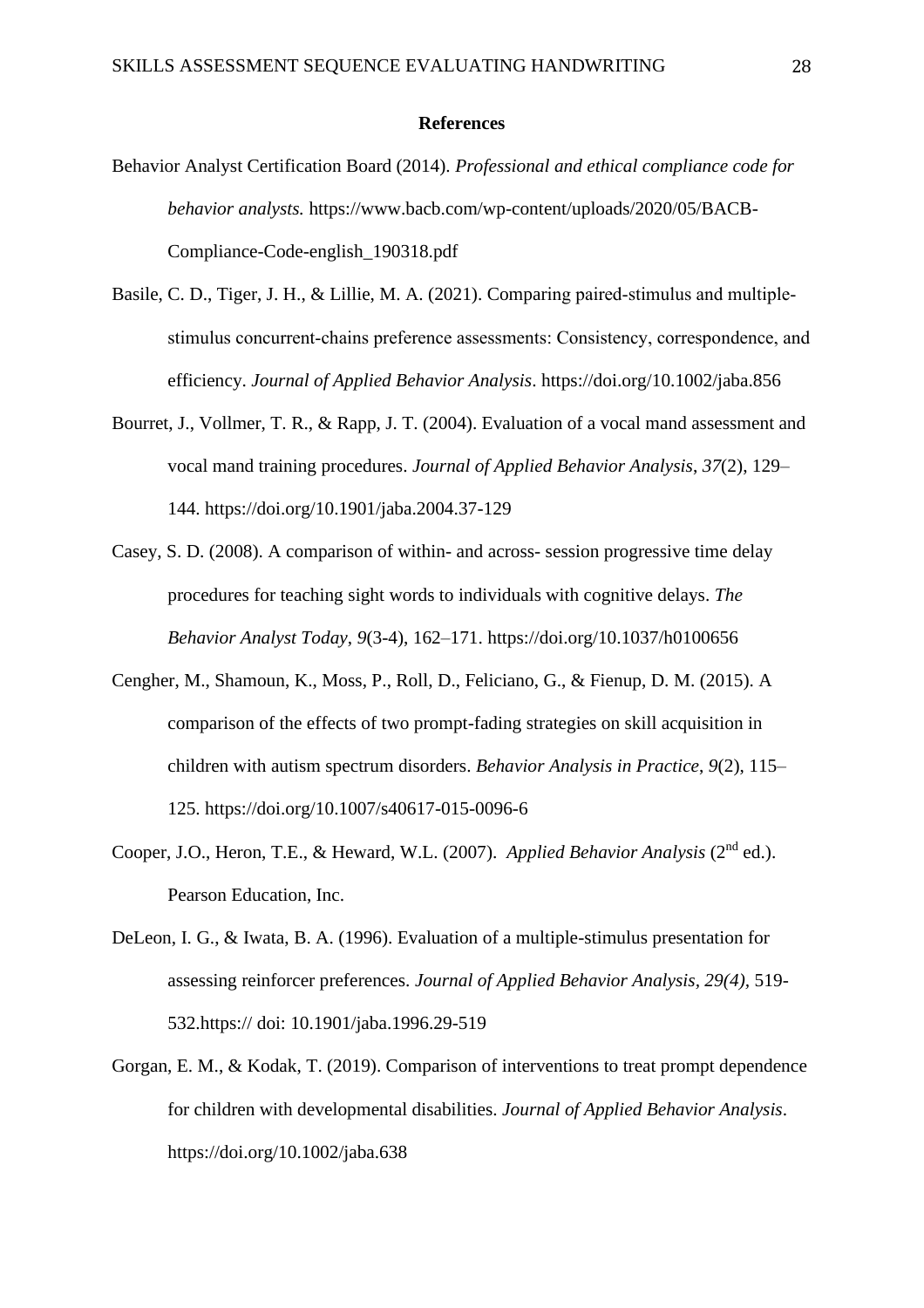**References**

Behavior Analyst Certification Board (2014). *Professional and ethical compliance code for behavior analysts.* https://www.bacb.com/wp-content/uploads/2020/05/BACB-Compliance-Code-english_190318.pdf

Basile, C. D., Tiger, J. H., & Lillie, M. A. (2021). Comparing paired-stimulus and multiple-stimulus concurrent-chains preference assessments: Consistency, correspondence, and efficiency. *Journal of Applied Behavior Analysis*. https://doi.org/10.1002/jaba.856

Bourret, J., Vollmer, T. R., & Rapp, J. T. (2004). Evaluation of a vocal mand assessment and vocal mand training procedures. *Journal of Applied Behavior Analysis*, *37*(2), 129–144. https://doi.org/10.1901/jaba.2004.37-129

Casey, S. D. (2008). A comparison of within- and across- session progressive time delay procedures for teaching sight words to individuals with cognitive delays. *The Behavior Analyst Today*, *9*(3-4), 162–171. https://doi.org/10.1037/h0100656

Cengher, M., Shamoun, K., Moss, P., Roll, D., Feliciano, G., & Fienup, D. M. (2015). A comparison of the effects of two prompt-fading strategies on skill acquisition in children with autism spectrum disorders. *Behavior Analysis in Practice*, *9*(2), 115–125. https://doi.org/10.1007/s40617-015-0096-6

Cooper, J.O., Heron, T.E., & Heward, W.L. (2007). *Applied Behavior Analysis* (2nd ed.). Pearson Education, Inc.

DeLeon, I. G., & Iwata, B. A. (1996). Evaluation of a multiple-stimulus presentation for assessing reinforcer preferences. *Journal of Applied Behavior Analysis, 29(4),* 519-532.https:// doi: 10.1901/jaba.1996.29-519

Gorgan, E. M., & Kodak, T. (2019). Comparison of interventions to treat prompt dependence for children with developmental disabilities. *Journal of Applied Behavior Analysis*. https://doi.org/10.1002/jaba.638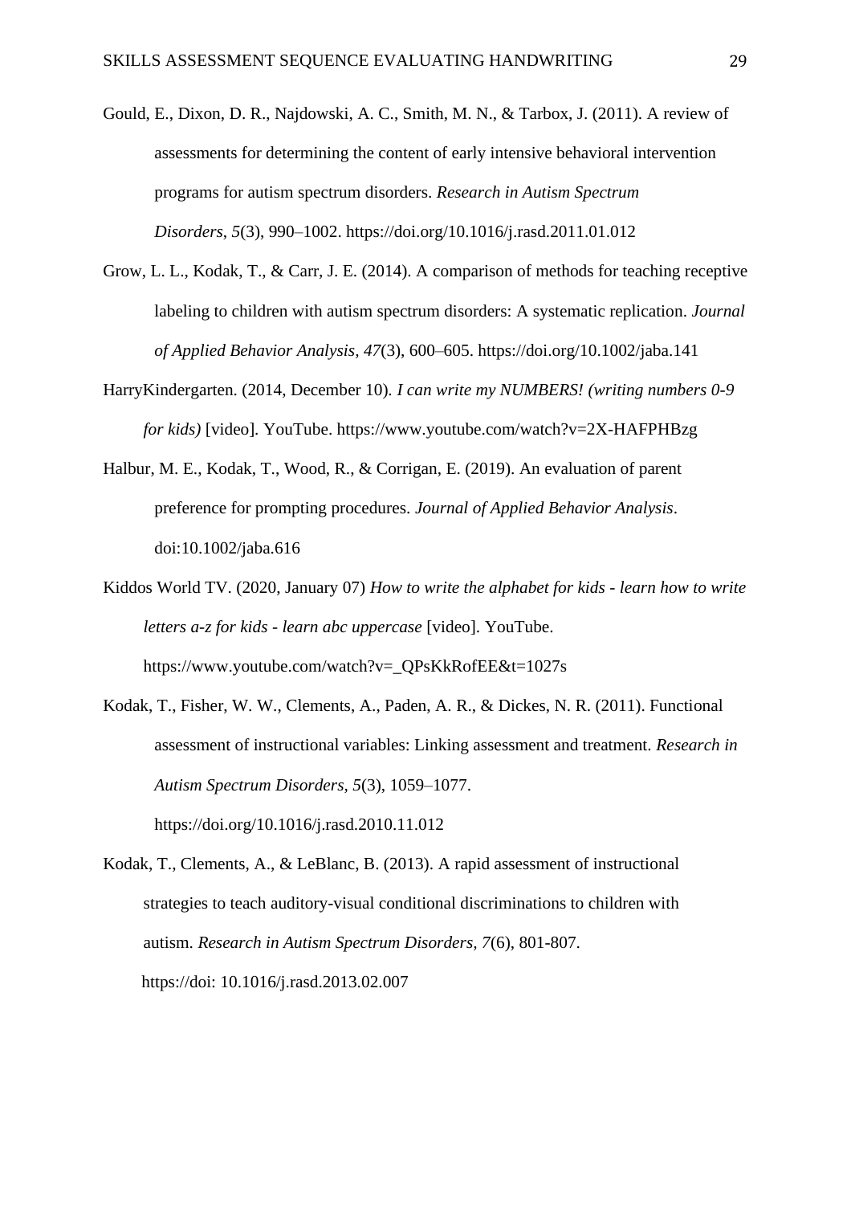Gould, E., Dixon, D. R., Najdowski, A. C., Smith, M. N., & Tarbox, J. (2011). A review of assessments for determining the content of early intensive behavioral intervention programs for autism spectrum disorders. *Research in Autism Spectrum Disorders*, *5*(3), 990–1002. https://doi.org/10.1016/j.rasd.2011.01.012

Grow, L. L., Kodak, T., & Carr, J. E. (2014). A comparison of methods for teaching receptive labeling to children with autism spectrum disorders: A systematic replication. *Journal of Applied Behavior Analysis, 47*(3), 600–605. https://doi.org/10.1002/jaba.141

HarryKindergarten. (2014, December 10). *I can write my NUMBERS! (writing numbers 0-9 for kids)* [video]. YouTube. https://www.youtube.com/watch?v=2X-HAFPHBzg

Halbur, M. E., Kodak, T., Wood, R., & Corrigan, E. (2019). An evaluation of parent preference for prompting procedures. *Journal of Applied Behavior Analysis*. doi:10.1002/jaba.616

Kiddos World TV. (2020, January 07) *How to write the alphabet for kids - learn how to write letters a-z for kids - learn abc uppercase* [video]. YouTube. https://www.youtube.com/watch?v=_QPsKkRofEE&t=1027s

Kodak, T., Fisher, W. W., Clements, A., Paden, A. R., & Dickes, N. R. (2011). Functional assessment of instructional variables: Linking assessment and treatment. *Research in Autism Spectrum Disorders*, *5*(3), 1059–1077. https://doi.org/10.1016/j.rasd.2010.11.012

Kodak, T., Clements, A., & LeBlanc, B. (2013). A rapid assessment of instructional strategies to teach auditory-visual conditional discriminations to children with autism. *Research in Autism Spectrum Disorders, 7*(6), 801-807. https://doi: 10.1016/j.rasd.2013.02.007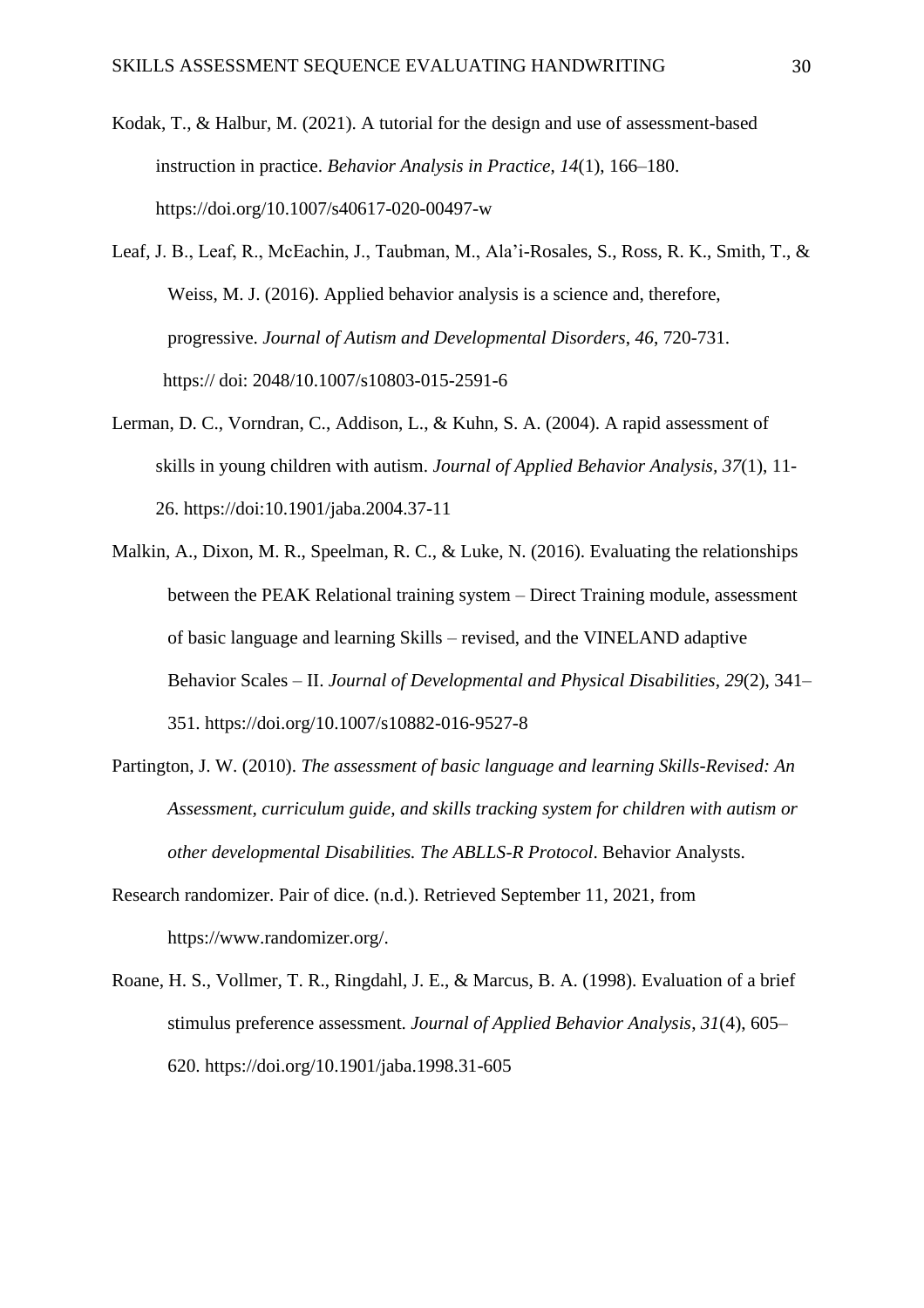Kodak, T., & Halbur, M. (2021). A tutorial for the design and use of assessment-based instruction in practice. *Behavior Analysis in Practice*, *14*(1), 166–180. https://doi.org/10.1007/s40617-020-00497-w

Leaf, J. B., Leaf, R., McEachin, J., Taubman, M., Ala'i-Rosales, S., Ross, R. K., Smith, T., & Weiss, M. J. (2016). Applied behavior analysis is a science and, therefore, progressive. *Journal of Autism and Developmental Disorders*, *46*, 720-731. https:// doi: 2048/10.1007/s10803-015-2591-6

Lerman, D. C., Vorndran, C., Addison, L., & Kuhn, S. A. (2004). A rapid assessment of skills in young children with autism. *Journal of Applied Behavior Analysis, 37*(1), 11-26. https://doi:10.1901/jaba.2004.37-11

Malkin, A., Dixon, M. R., Speelman, R. C., & Luke, N. (2016). Evaluating the relationships between the PEAK Relational training system – Direct Training module, assessment of basic language and learning Skills – revised, and the VINELAND adaptive Behavior Scales – II. *Journal of Developmental and Physical Disabilities*, *29*(2), 341–351. https://doi.org/10.1007/s10882-016-9527-8

Partington, J. W. (2010). *The assessment of basic language and learning Skills-Revised: An Assessment, curriculum guide, and skills tracking system for children with autism or other developmental Disabilities. The ABLLS-R Protocol*. Behavior Analysts.

Research randomizer. Pair of dice. (n.d.). Retrieved September 11, 2021, from https://www.randomizer.org/.

Roane, H. S., Vollmer, T. R., Ringdahl, J. E., & Marcus, B. A. (1998). Evaluation of a brief stimulus preference assessment. *Journal of Applied Behavior Analysis*, *31*(4), 605–620. https://doi.org/10.1901/jaba.1998.31-605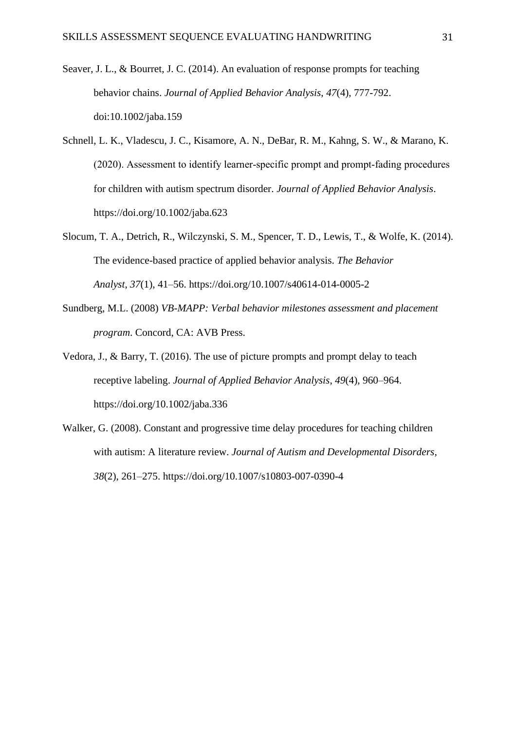Seaver, J. L., & Bourret, J. C. (2014). An evaluation of response prompts for teaching behavior chains. *Journal of Applied Behavior Analysis, 47*(4), 777-792. doi:10.1002/jaba.159

Schnell, L. K., Vladescu, J. C., Kisamore, A. N., DeBar, R. M., Kahng, S. W., & Marano, K. (2020). Assessment to identify learner-specific prompt and prompt-fading procedures for children with autism spectrum disorder. *Journal of Applied Behavior Analysis*. https://doi.org/10.1002/jaba.623

Slocum, T. A., Detrich, R., Wilczynski, S. M., Spencer, T. D., Lewis, T., & Wolfe, K. (2014). The evidence-based practice of applied behavior analysis. *The Behavior Analyst*, *37*(1), 41–56. https://doi.org/10.1007/s40614-014-0005-2

Sundberg, M.L. (2008) *VB-MAPP: Verbal behavior milestones assessment and placement program*. Concord, CA: AVB Press.

Vedora, J., & Barry, T. (2016). The use of picture prompts and prompt delay to teach receptive labeling. *Journal of Applied Behavior Analysis*, *49*(4), 960–964. https://doi.org/10.1002/jaba.336

Walker, G. (2008). Constant and progressive time delay procedures for teaching children with autism: A literature review. *Journal of Autism and Developmental Disorders, 38*(2), 261–275. https://doi.org/10.1007/s10803-007-0390-4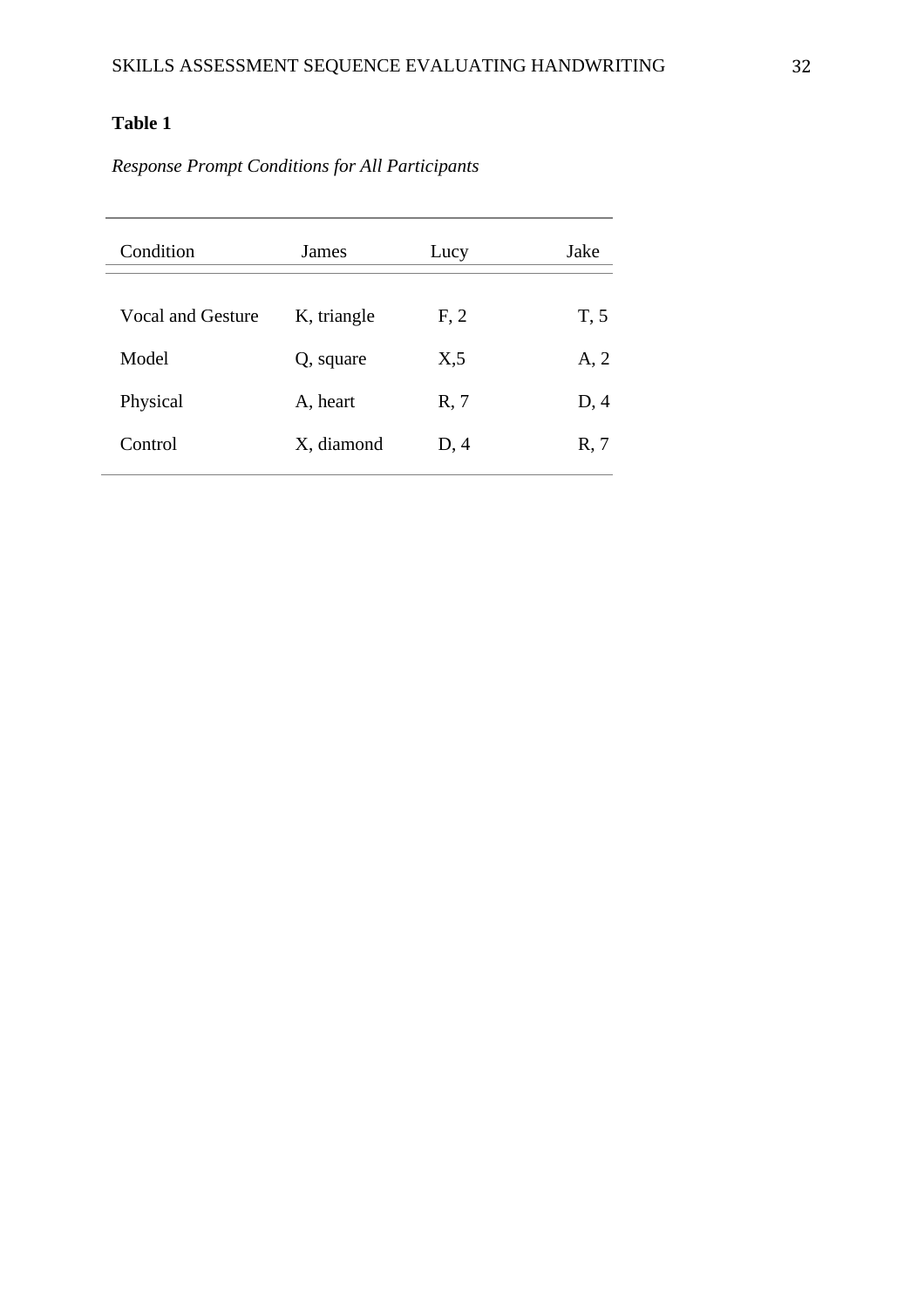**Table 1**

*Response Prompt Conditions for All Participants*

| Condition | James | Lucy | Jake |
|---|---|---|---|
| Vocal and Gesture | K, triangle | F, 2 | T, 5 |
| Model | Q, square | X,5 | A, 2 |
| Physical | A, heart | R, 7 | D, 4 |
| Control | X, diamond | D, 4 | R, 7 |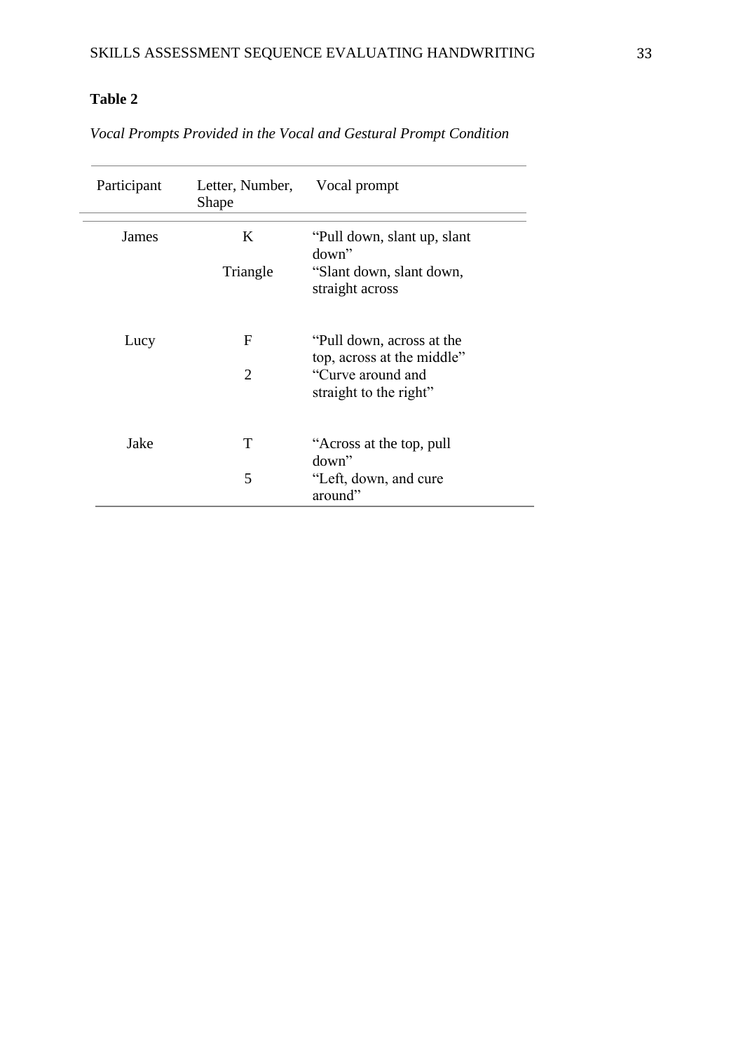**Table 2**

*Vocal Prompts Provided in the Vocal and Gestural Prompt Condition*

| Participant | Letter, Number, Shape | Vocal prompt |
|---|---|---|
| James | K | "Pull down, slant up, slant down" |
| | Triangle | "Slant down, slant down, straight across |
| Lucy | F | "Pull down, across at the top, across at the middle" |
| | 2 | "Curve around and straight to the right" |
| Jake | T | "Across at the top, pull down" |
| | 5 | "Left, down, and cure around" |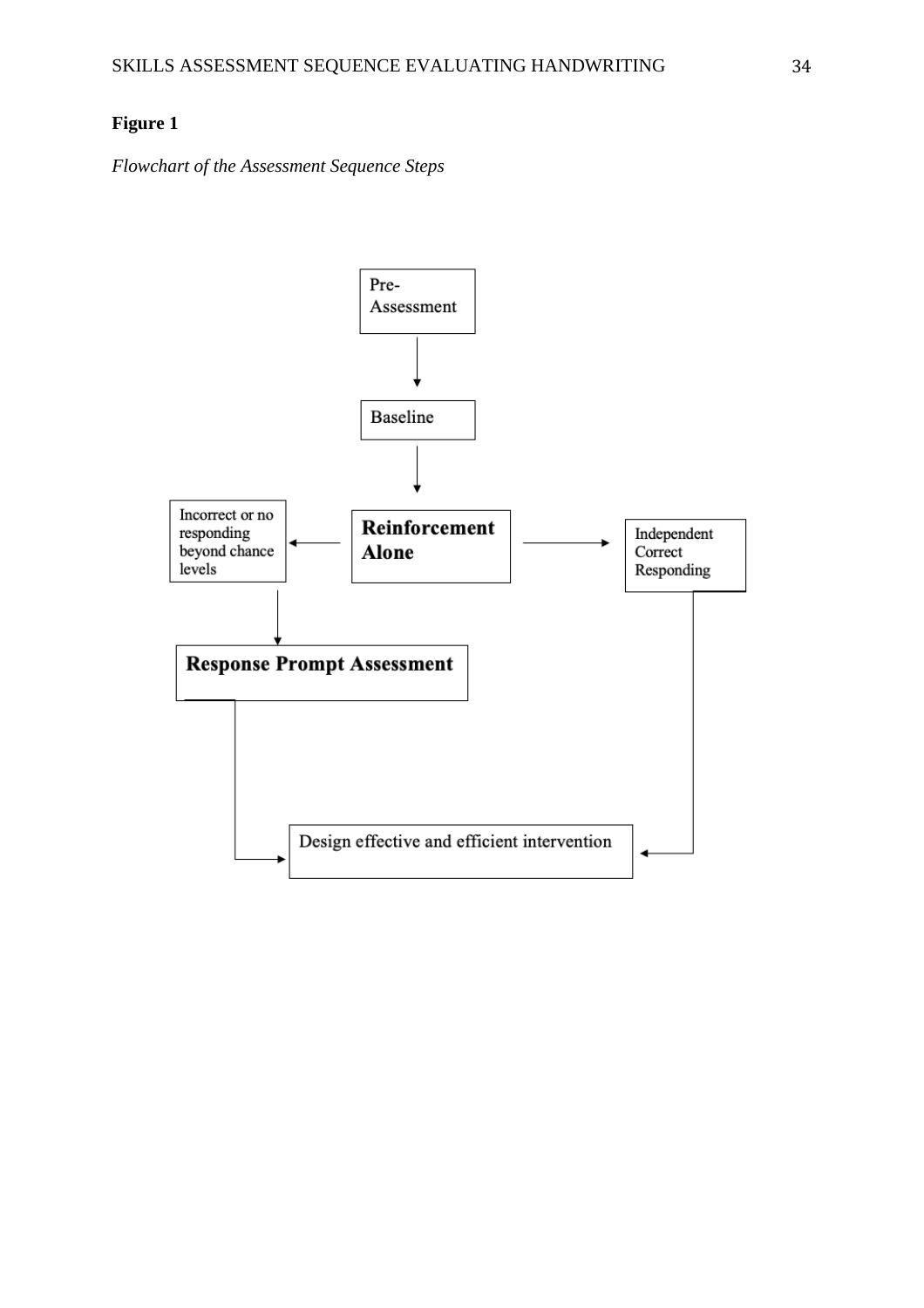**Figure 1**

*Flowchart of the Assessment Sequence Steps*

Pre-Assessment

Baseline

Reinforcement Alone

Incorrect or no responding beyond chance levels

Independent Correct Responding

Response Prompt Assessment

Design effective and efficient intervention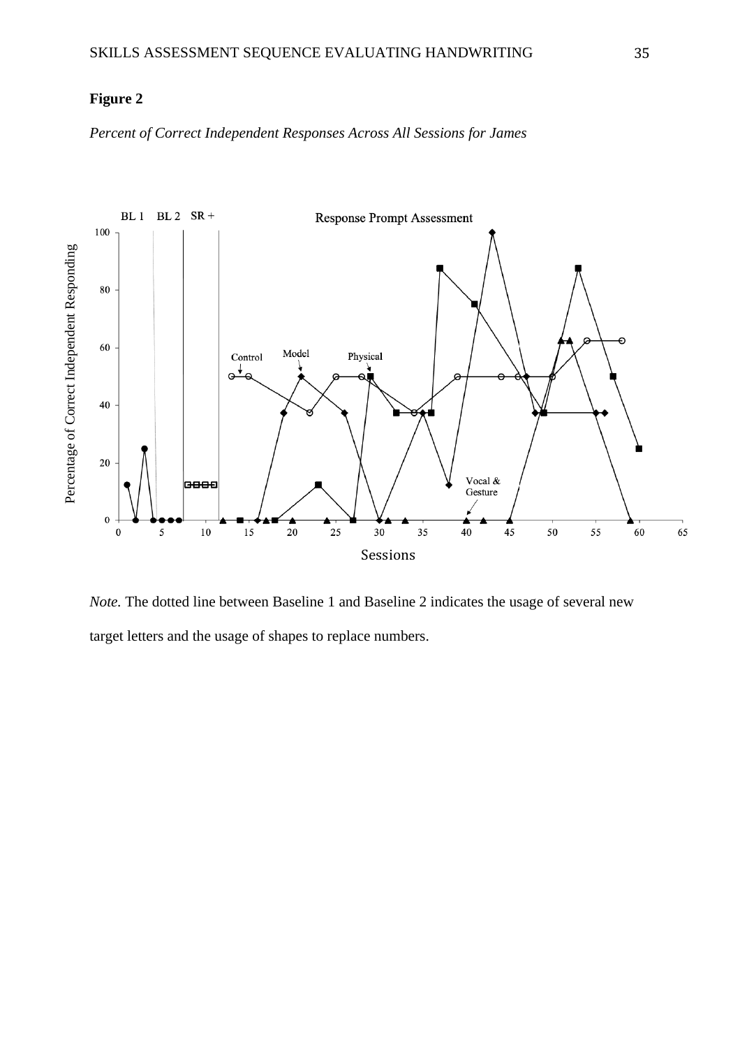**Figure 2**

*Percent of Correct Independent Responses Across All Sessions for James*

*Note.* The dotted line between Baseline 1 and Baseline 2 indicates the usage of several new target letters and the usage of shapes to replace numbers.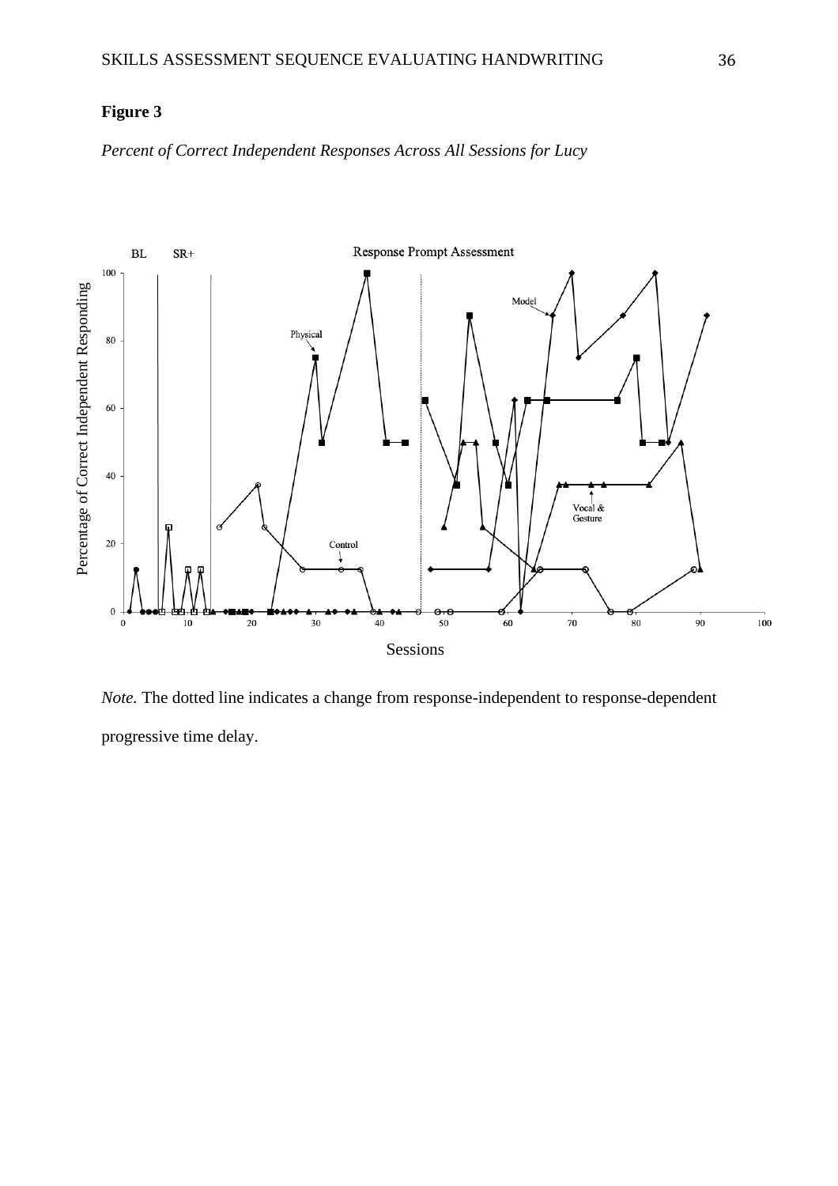**Figure 3**

*Percent of Correct Independent Responses Across All Sessions for Lucy*

*Note.* The dotted line indicates a change from response-independent to response-dependent progressive time delay.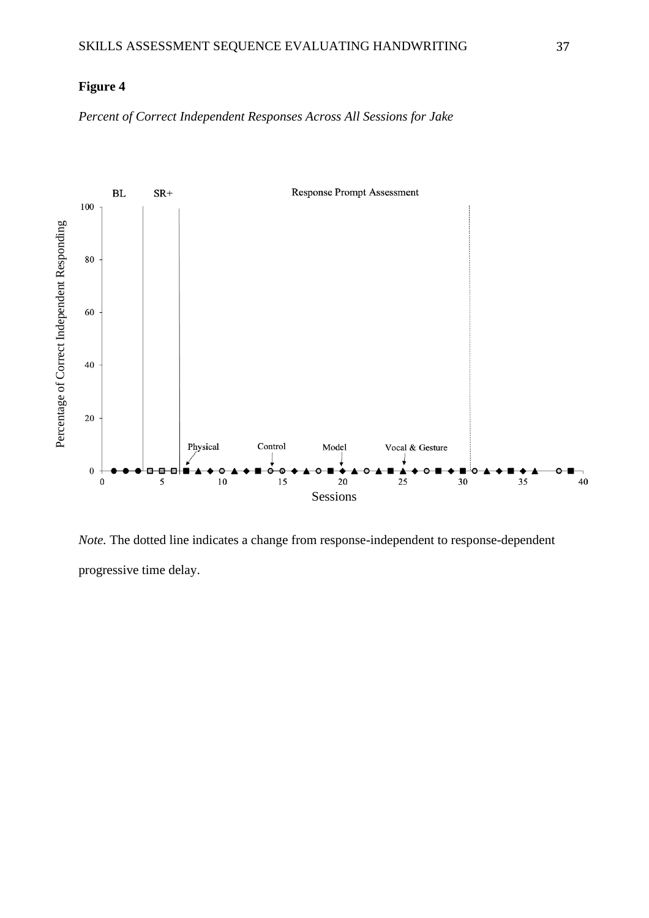**Figure 4**

*Percent of Correct Independent Responses Across All Sessions for Jake*

*Note.* The dotted line indicates a change from response-independent to response-dependent progressive time delay.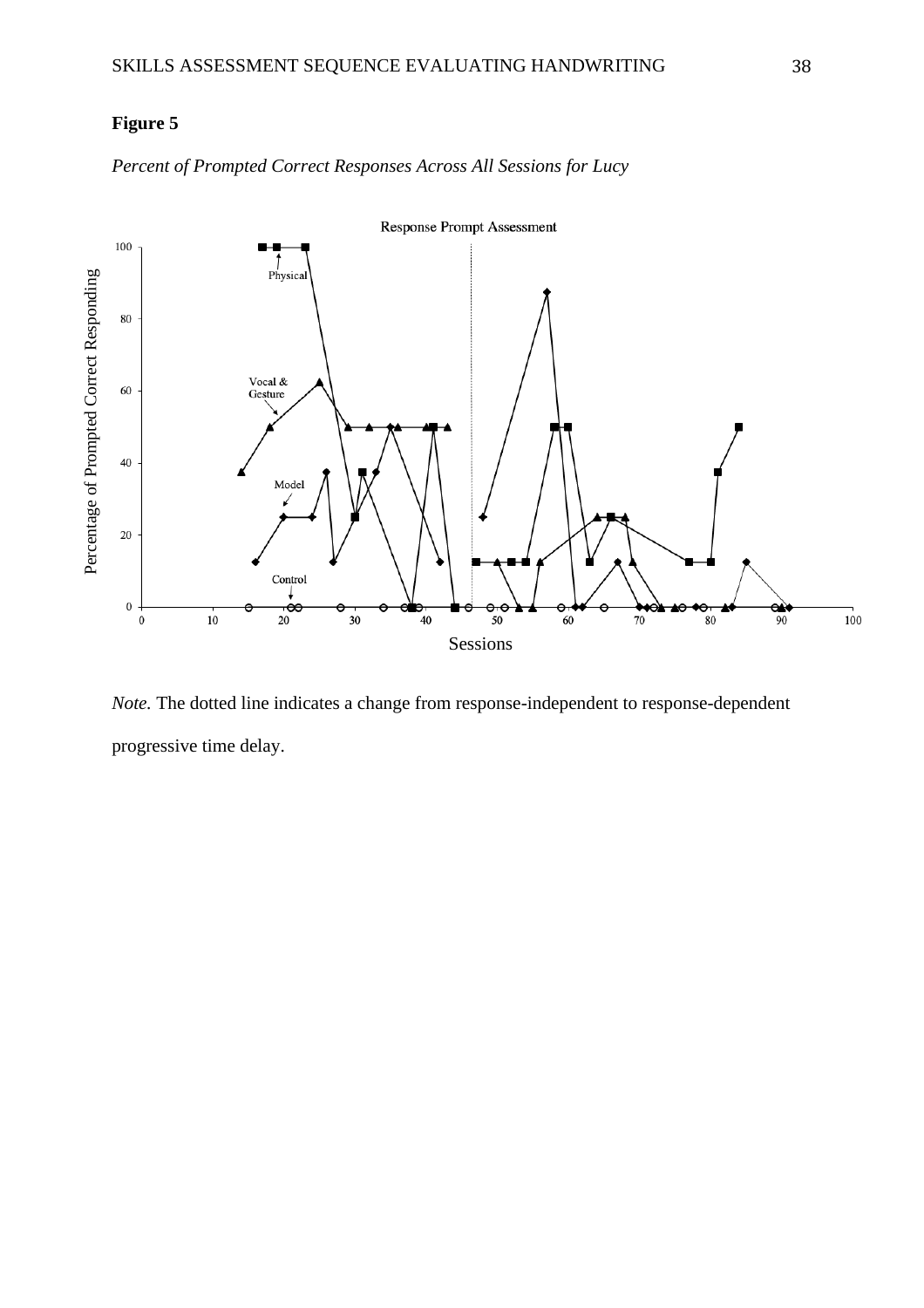**Figure 5**

*Percent of Prompted Correct Responses Across All Sessions for Lucy*

*Note.* The dotted line indicates a change from response-independent to response-dependent progressive time delay.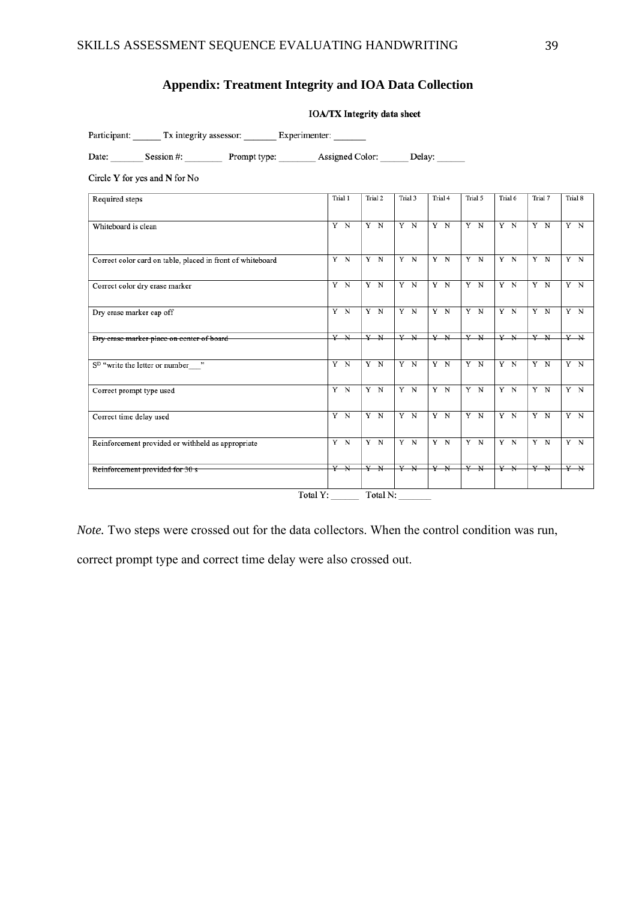## Appendix: Treatment Integrity and IOA Data Collection

**IOA/TX Integrity data sheet**

Participant: ______ Tx integrity assessor: _______ Experimenter: _______

Date: _______ Session #: ________ Prompt type: ________ Assigned Color: ______ Delay: ______

Circle **Y** for yes and **N** for No

| Required steps | Trial 1 | Trial 2 | Trial 3 | Trial 4 | Trial 5 | Trial 6 | Trial 7 | Trial 8 |
|---|---|---|---|---|---|---|---|---|
| Whiteboard is clean | Y N | Y N | Y N | Y N | Y N | Y N | Y N | Y N |
| Correct color card on table, placed in front of whiteboard | Y N | Y N | Y N | Y N | Y N | Y N | Y N | Y N |
| Correct color dry erase marker | Y N | Y N | Y N | Y N | Y N | Y N | Y N | Y N |
| Dry erase marker cap off | Y N | Y N | Y N | Y N | Y N | Y N | Y N | Y N |
| ~~Dry erase marker place on center of board~~ | ~~Y N~~ | ~~Y N~~ | ~~Y N~~ | ~~Y N~~ | ~~Y N~~ | ~~Y N~~ | ~~Y N~~ | ~~Y N~~ |
| $S^D$ "write the letter or number___" | Y N | Y N | Y N | Y N | Y N | Y N | Y N | Y N |
| Correct prompt type used | Y N | Y N | Y N | Y N | Y N | Y N | Y N | Y N |
| Correct time delay used | Y N | Y N | Y N | Y N | Y N | Y N | Y N | Y N |
| Reinforcement provided or withheld as appropriate | Y N | Y N | Y N | Y N | Y N | Y N | Y N | Y N |
| ~~Reinforcement provided for 30 s~~ | ~~Y N~~ | ~~Y N~~ | ~~Y N~~ | ~~Y N~~ | ~~Y N~~ | ~~Y N~~ | ~~Y N~~ | ~~Y N~~ |

Total Y: ______ Total N: _______

*Note.* Two steps were crossed out for the data collectors. When the control condition was run, correct prompt type and correct time delay were also crossed out.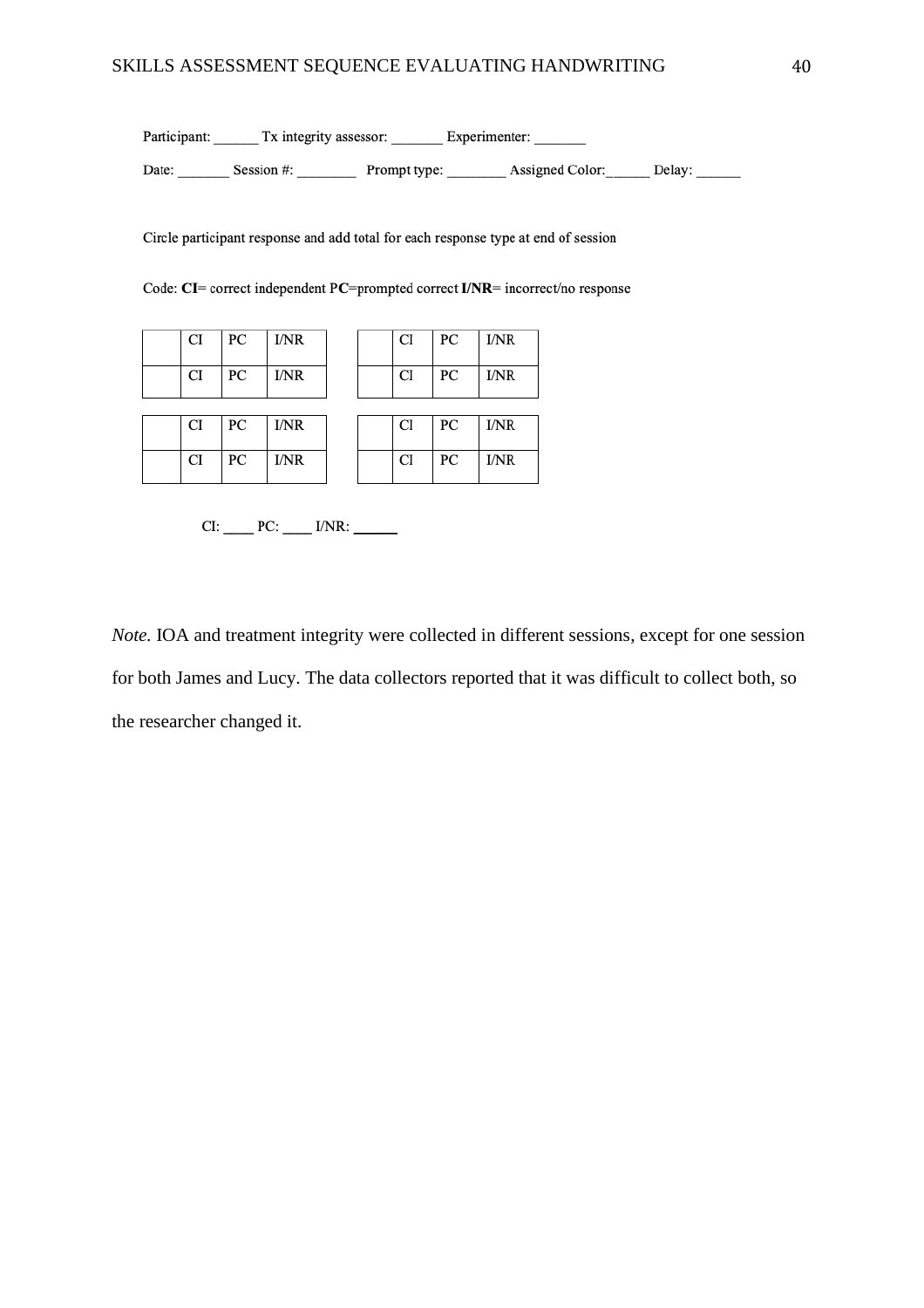Participant: ______ Tx integrity assessor: _______ Experimenter: _______

Date: _______ Session #: ________ Prompt type: ________ Assigned Color:______ Delay: ______

Circle participant response and add total for each response type at end of session

Code: **CI**= correct independent P**C**=prompted correct **I/NR**= incorrect/no response

| | | | |
|---|---|---|---|
| | CI | PC | I/NR |
| | CI | PC | I/NR |

| | | | |
|---|---|---|---|
| | CI | PC | I/NR |
| | CI | PC | I/NR |

| | | | |
|---|---|---|---|
| | CI | PC | I/NR |
| | CI | PC | I/NR |

| | | | |
|---|---|---|---|
| | CI | PC | I/NR |
| | CI | PC | I/NR |

CI: ____ PC: ____ I/NR: ______

*Note.* IOA and treatment integrity were collected in different sessions, except for one session for both James and Lucy. The data collectors reported that it was difficult to collect both, so the researcher changed it.